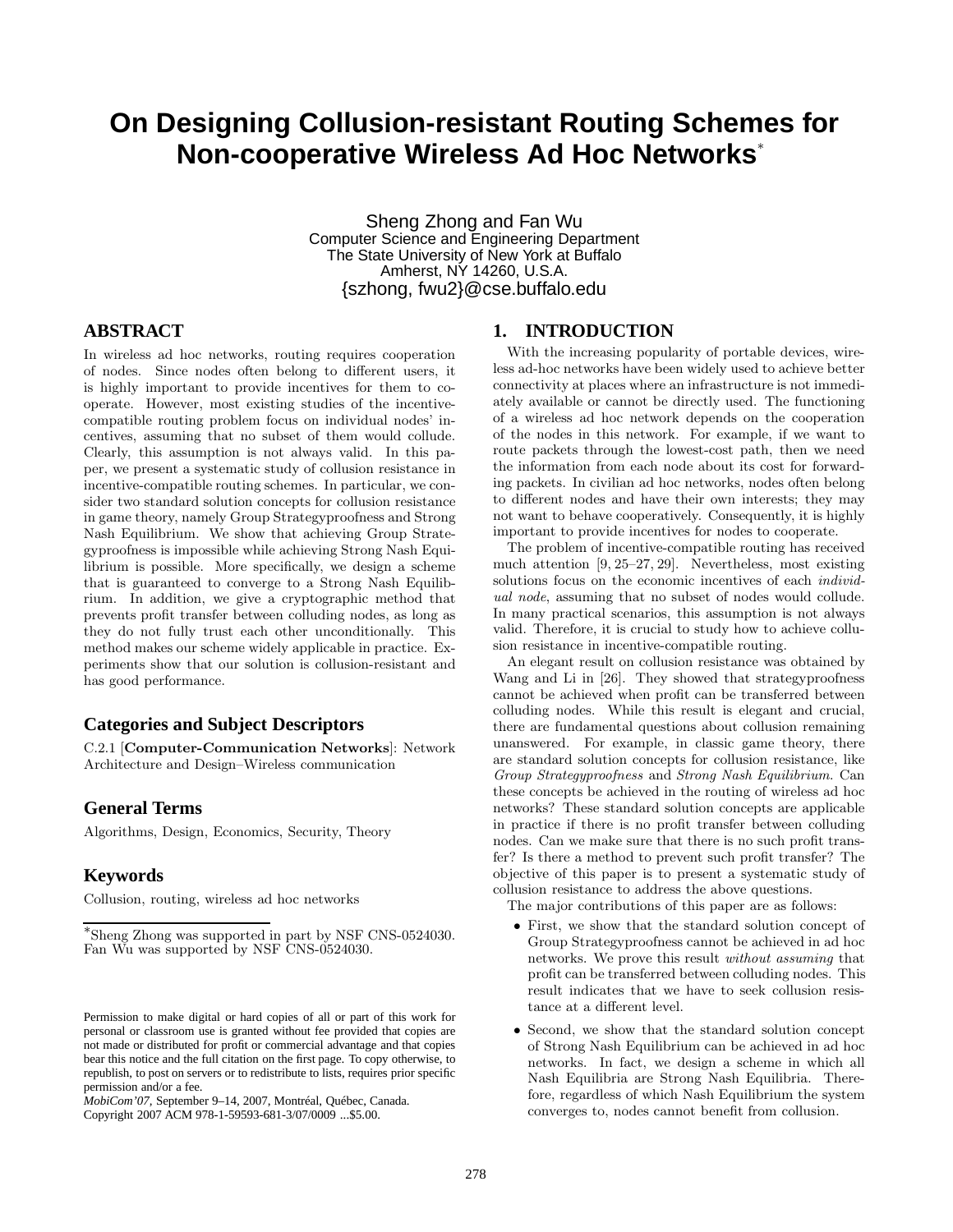# On Designing Collusion-resistant Routing Schemes for Non-cooperative Wireless Ad Hoc Networks*

Sheng Zhong and Fan Wu
Computer Science and Engineering Department
The State University of New York at Buffalo
Amherst, NY 14260, U.S.A.
{szhong, fwu2}@cse.buffalo.edu

## ABSTRACT

In wireless ad hoc networks, routing requires cooperation of nodes. Since nodes often belong to different users, it is highly important to provide incentives for them to cooperate. However, most existing studies of the incentive-compatible routing problem focus on individual nodes' incentives, assuming that no subset of them would collude. Clearly, this assumption is not always valid. In this paper, we present a systematic study of collusion resistance in incentive-compatible routing schemes. In particular, we consider two standard solution concepts for collusion resistance in game theory, namely Group Strategyproofness and Strong Nash Equilibrium. We show that achieving Group Strategyproofness is impossible while achieving Strong Nash Equilibrium is possible. More specifically, we design a scheme that is guaranteed to converge to a Strong Nash Equilibrium. In addition, we give a cryptographic method that prevents profit transfer between colluding nodes, as long as they do not fully trust each other unconditionally. This method makes our scheme widely applicable in practice. Experiments show that our solution is collusion-resistant and has good performance.

### Categories and Subject Descriptors

C.2.1 [**Computer-Communication Networks**]: Network Architecture and Design–Wireless communication

### General Terms

Algorithms, Design, Economics, Security, Theory

### Keywords

Collusion, routing, wireless ad hoc networks

*Sheng Zhong was supported in part by NSF CNS-0524030. Fan Wu was supported by NSF CNS-0524030.

Permission to make digital or hard copies of all or part of this work for personal or classroom use is granted without fee provided that copies are not made or distributed for profit or commercial advantage and that copies bear this notice and the full citation on the first page. To copy otherwise, to republish, to post on servers or to redistribute to lists, requires prior specific permission and/or a fee.
*MobiCom'07,* September 9–14, 2007, Montréal, Québec, Canada.
Copyright 2007 ACM 978-1-59593-681-3/07/0009 ...$5.00.

## 1. INTRODUCTION

With the increasing popularity of portable devices, wireless ad-hoc networks have been widely used to achieve better connectivity at places where an infrastructure is not immediately available or cannot be directly used. The functioning of a wireless ad hoc network depends on the cooperation of the nodes in this network. For example, if we want to route packets through the lowest-cost path, then we need the information from each node about its cost for forwarding packets. In civilian ad hoc networks, nodes often belong to different nodes and have their own interests; they may not want to behave cooperatively. Consequently, it is highly important to provide incentives for nodes to cooperate.

The problem of incentive-compatible routing has received much attention [9, 25–27, 29]. Nevertheless, most existing solutions focus on the economic incentives of each *individual node*, assuming that no subset of nodes would collude. In many practical scenarios, this assumption is not always valid. Therefore, it is crucial to study how to achieve collusion resistance in incentive-compatible routing.

An elegant result on collusion resistance was obtained by Wang and Li in [26]. They showed that strategyproofness cannot be achieved when profit can be transferred between colluding nodes. While this result is elegant and crucial, there are fundamental questions about collusion remaining unanswered. For example, in classic game theory, there are standard solution concepts for collusion resistance, like *Group Strategyproofness* and *Strong Nash Equilibrium*. Can these concepts be achieved in the routing of wireless ad hoc networks? These standard solution concepts are applicable in practice if there is no profit transfer between colluding nodes. Can we make sure that there is no such profit transfer? Is there a method to prevent such profit transfer? The objective of this paper is to present a systematic study of collusion resistance to address the above questions.

The major contributions of this paper are as follows:

- First, we show that the standard solution concept of Group Strategyproofness cannot be achieved in ad hoc networks. We prove this result *without assuming* that profit can be transferred between colluding nodes. This result indicates that we have to seek collusion resistance at a different level.
- Second, we show that the standard solution concept of Strong Nash Equilibrium can be achieved in ad hoc networks. In fact, we design a scheme in which all Nash Equilibria are Strong Nash Equilibria. Therefore, regardless of which Nash Equilibrium the system converges to, nodes cannot benefit from collusion.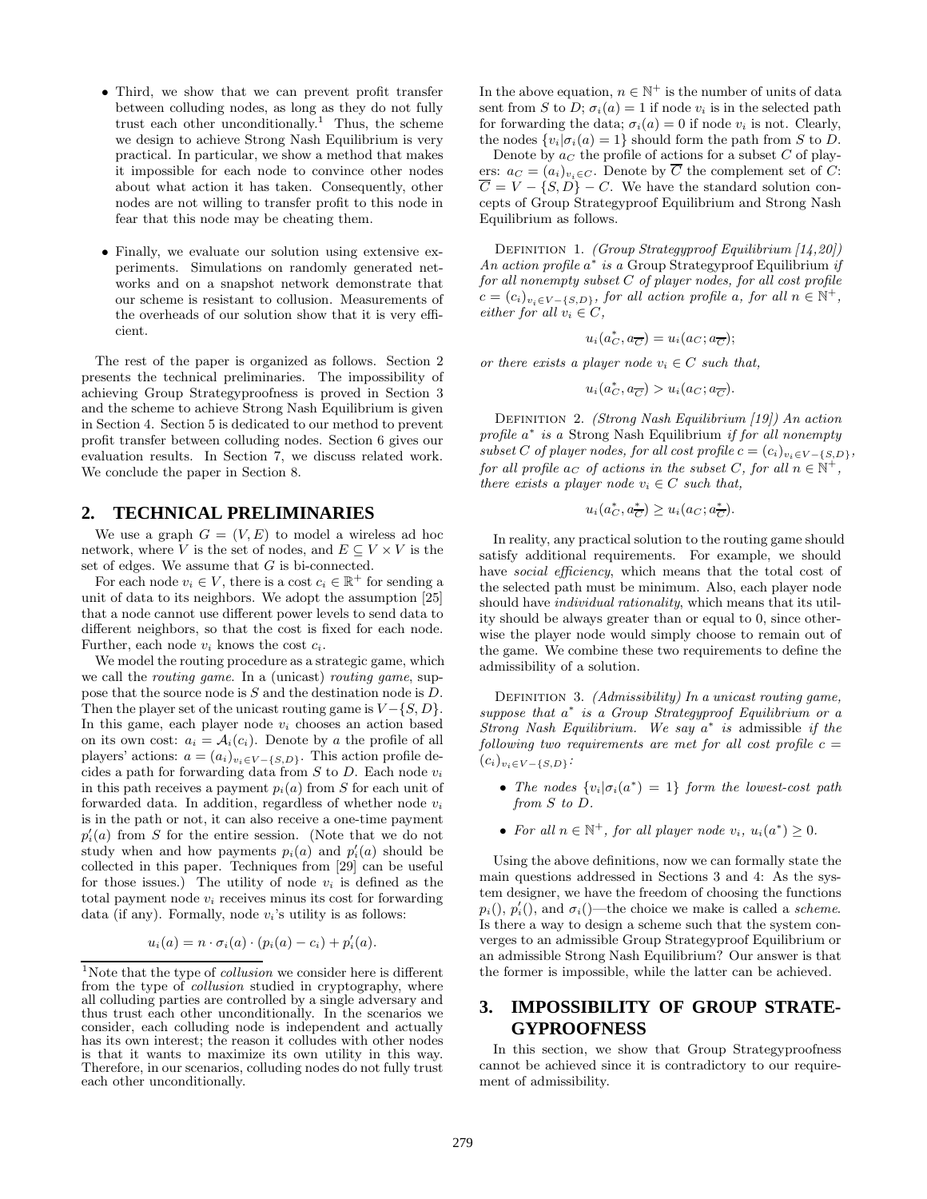- Third, we show that we can prevent profit transfer between colluding nodes, as long as they do not fully trust each other unconditionally.[1] Thus, the scheme we design to achieve Strong Nash Equilibrium is very practical. In particular, we show a method that makes it impossible for each node to convince other nodes about what action it has taken. Consequently, other nodes are not willing to transfer profit to this node in fear that this node may be cheating them.

- Finally, we evaluate our solution using extensive experiments. Simulations on randomly generated networks and on a snapshot network demonstrate that our scheme is resistant to collusion. Measurements of the overheads of our solution show that it is very efficient.

The rest of the paper is organized as follows. Section 2 presents the technical preliminaries. The impossibility of achieving Group Strategyproofness is proved in Section 3 and the scheme to achieve Strong Nash Equilibrium is given in Section 4. Section 5 is dedicated to our method to prevent profit transfer between colluding nodes. Section 6 gives our evaluation results. In Section 7, we discuss related work. We conclude the paper in Section 8.

[1] Note that the type of *collusion* we consider here is different from the type of *collusion* studied in cryptography, where all colluding parties are controlled by a single adversary and thus trust each other unconditionally. In the scenarios we consider, each colluding node is independent and actually has its own interest; the reason it colludes with other nodes is that it wants to maximize its own utility in this way. Therefore, in our scenarios, colluding nodes do not fully trust each other unconditionally.

## 2. TECHNICAL PRELIMINARIES

We use a graph $G = (V, E)$ to model a wireless ad hoc network, where $V$ is the set of nodes, and $E \subseteq V \times V$ is the set of edges. We assume that $G$ is bi-connected.

For each node $v_i \in V$, there is a cost $c_i \in \mathbb{R}^+$ for sending a unit of data to its neighbors. We adopt the assumption [25] that a node cannot use different power levels to send data to different neighbors, so that the cost is fixed for each node. Further, each node $v_i$ knows the cost $c_i$.

We model the routing procedure as a strategic game, which we call the *routing game*. In a (unicast) *routing game*, suppose that the source node is $S$ and the destination node is $D$. Then the player set of the unicast routing game is $V - \{S, D\}$. In this game, each player node $v_i$ chooses an action based on its own cost: $a_i = \mathcal{A}_i(c_i)$. Denote by $a$ the profile of all players' actions: $a = (a_i)_{v_i \in V - \{S,D\}}$. This action profile decides a path for forwarding data from $S$ to $D$. Each node $v_i$ in this path receives a payment $p_i(a)$ from $S$ for each unit of forwarded data. In addition, regardless of whether node $v_i$ is in the path or not, it can also receive a one-time payment $p'_i(a)$ from $S$ for the entire session. (Note that we do not study when and how payments $p_i(a)$ and $p'_i(a)$ should be collected in this paper. Techniques from [29] can be useful for those issues.) The utility of node $v_i$ is defined as the total payment node $v_i$ receives minus its cost for forwarding data (if any). Formally, node $v_i$'s utility is as follows:

$$u_i(a) = n \cdot \sigma_i(a) \cdot (p_i(a) - c_i) + p'_i(a).$$

In the above equation, $n \in \mathbb{N}^+$ is the number of units of data sent from $S$ to $D$; $\sigma_i(a) = 1$ if node $v_i$ is in the selected path for forwarding the data; $\sigma_i(a) = 0$ if node $v_i$ is not. Clearly, the nodes $\{v_i | \sigma_i(a) = 1\}$ should form the path from $S$ to $D$.

Denote by $a_C$ the profile of actions for a subset $C$ of players: $a_C = (a_i)_{v_i \in C}$. Denote by $\overline{C}$ the complement set of $C$: $\overline{C} = V - \{S, D\} - C$. We have the standard solution concepts of Group Strategyproof Equilibrium and Strong Nash Equilibrium as follows.

Definition 1. *(Group Strategyproof Equilibrium [14,20]) An action profile $a^*$ is a* Group Strategyproof Equilibrium *if for all nonempty subset $C$ of player nodes, for all cost profile $c = (c_i)_{v_i \in V - \{S,D\}}$, for all action profile $a$, for all $n \in \mathbb{N}^+$, either for all $v_i \in C$,*

$$u_i(a^*_C, a_{\overline{C}}) = u_i(a_C; a_{\overline{C}});$$

*or there exists a player node $v_i \in C$ such that,*

$$u_i(a^*_C, a_{\overline{C}}) > u_i(a_C; a_{\overline{C}}).$$

Definition 2. *(Strong Nash Equilibrium [19]) An action profile $a^*$ is a* Strong Nash Equilibrium *if for all nonempty subset $C$ of player nodes, for all cost profile $c = (c_i)_{v_i \in V - \{S,D\}}$, for all profile $a_C$ of actions in the subset $C$, for all $n \in \mathbb{N}^+$, there exists a player node $v_i \in C$ such that,*

$$u_i(a^*_C, a^*_{\overline{C}}) \geq u_i(a_C; a^*_{\overline{C}}).$$

In reality, any practical solution to the routing game should satisfy additional requirements. For example, we should have *social efficiency*, which means that the total cost of the selected path must be minimum. Also, each player node should have *individual rationality*, which means that its utility should be always greater than or equal to 0, since otherwise the player node would simply choose to remain out of the game. We combine these two requirements to define the admissibility of a solution.

Definition 3. *(Admissibility) In a unicast routing game, suppose that $a^*$ is a Group Strategyproof Equilibrium or a Strong Nash Equilibrium. We say $a^*$ is* admissible *if the following two requirements are met for all cost profile $c = (c_i)_{v_i \in V - \{S,D\}}$:*

- *The nodes $\{v_i | \sigma_i(a^*) = 1\}$ form the lowest-cost path from $S$ to $D$.*
- *For all $n \in \mathbb{N}^+$, for all player node $v_i$, $u_i(a^*) \geq 0$.*

Using the above definitions, now we can formally state the main questions addressed in Sections 3 and 4: As the system designer, we have the freedom of choosing the functions $p_i()$, $p'_i()$, and $\sigma_i()$—the choice we make is called a *scheme*. Is there a way to design a scheme such that the system converges to an admissible Group Strategyproof Equilibrium or an admissible Strong Nash Equilibrium? Our answer is that the former is impossible, while the latter can be achieved.

## 3. IMPOSSIBILITY OF GROUP STRATEGYPROOFNESS

In this section, we show that Group Strategyproofness cannot be achieved since it is contradictory to our requirement of admissibility.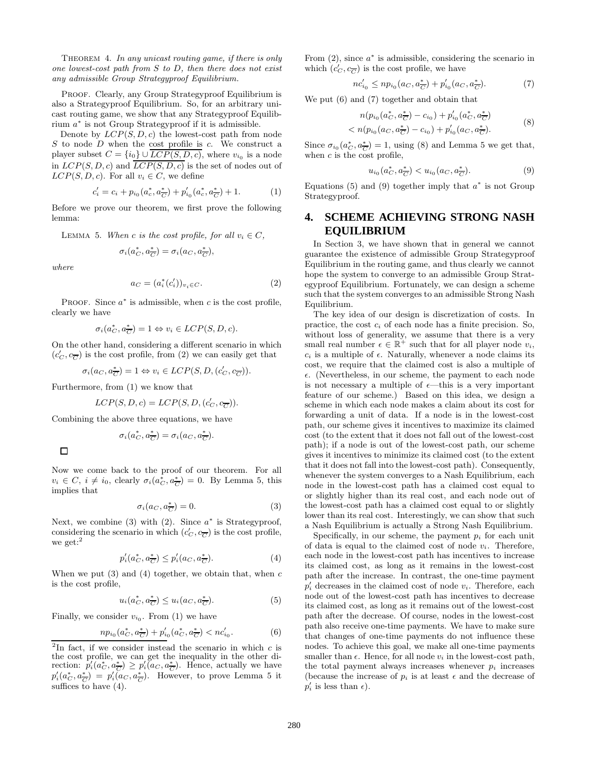THEOREM 4. *In any unicast routing game, if there is only one lowest-cost path from $S$ to $D$, then there does not exist any admissible Group Strategyproof Equilibrium.*

PROOF. Clearly, any Group Strategyproof Equilibrium is also a Strategyproof Equilibrium. So, for an arbitrary unicast routing game, we show that any Strategyproof Equilibrium $a^*$ is not Group Strategyproof if it is admissible.

Denote by $LCP(S, D, c)$ the lowest-cost path from node $S$ to node $D$ when the cost profile is $c$. We construct a player subset $C = \{i_0\} \cup \overline{LCP(S, D, c)}$, where $v_{i_0}$ is a node in $LCP(S, D, c)$ and $\overline{LCP(S, D, c)}$ is the set of nodes out of $LCP(S, D, c)$. For all $v_i \in C$, we define

$$c_i' = c_i + p_{i_0}(a_c^*, a_{\overline{C}}^*) + p_{i_0}'(a_c^*, a_{\overline{C}}^*) + 1. \tag{1}$$

Before we prove our theorem, we first prove the following lemma:

LEMMA 5. *When $c$ is the cost profile, for all $v_i \in C$,*

$$\sigma_i(a_C^*, a_{\overline{C}}^*) = \sigma_i(a_C, a_{\overline{C}}^*),$$

*where*

$$a_C = (a_i^*(c_i'))_{v_i \in C}. \tag{2}$$

PROOF. Since $a^*$ is admissible, when $c$ is the cost profile, clearly we have

$$\sigma_i(a_C^*, a_{\overline{C}}^*) = 1 \Leftrightarrow v_i \in LCP(S, D, c).$$

On the other hand, considering a different scenario in which $(c_C', c_{\overline{C}})$ is the cost profile, from (2) we can easily get that

$$\sigma_i(a_C, a_{\overline{C}}^*) = 1 \Leftrightarrow v_i \in LCP(S, D, (c_C', c_{\overline{C}})).$$

Furthermore, from (1) we know that

$$LCP(S, D, c) = LCP(S, D, (c_C', c_{\overline{C}})).$$

Combining the above three equations, we have

$$\sigma_i(a_C^*, a_{\overline{C}}^*) = \sigma_i(a_C, a_{\overline{C}}^*).$$

□

Now we come back to the proof of our theorem. For all $v_i \in C$, $i \neq i_0$, clearly $\sigma_i(a_C^*, a_{\overline{C}}^*) = 0$. By Lemma 5, this implies that

$$\sigma_i(a_C, a_{\overline{C}}^*) = 0. \tag{3}$$

Next, we combine (3) with (2). Since $a^*$ is Strategyproof, considering the scenario in which $(c_C', c_{\overline{C}})$ is the cost profile, we get:[2]

$$p_i'(a_C^*, a_{\overline{C}}^*) \le p_i'(a_C, a_{\overline{C}}^*). \tag{4}$$

When we put (3) and (4) together, we obtain that, when $c$ is the cost profile,

$$u_i(a_C^*, a_{\overline{C}}^*) \le u_i(a_C, a_{\overline{C}}^*). \tag{5}$$

Finally, we consider $v_{i_0}$. From (1) we have

$$np_{i_0}(a_C^*, a_{\overline{C}}^*) + p_{i_0}'(a_C^*, a_{\overline{C}}^*) < nc_{i_0}'. \tag{6}$$

[2]In fact, if we consider instead the scenario in which $c$ is the cost profile, we can get the inequality in the other direction: $p_i'(a_C^*, a_{\overline{C}}^*) \ge p_i'(a_C, a_{\overline{C}}^*)$. Hence, actually we have $p_i'(a_C^*, a_{\overline{C}}^*) = p_i'(a_C, a_{\overline{C}}^*)$. However, to prove Lemma 5 it suffices to have (4).

From (2), since $a^*$ is admissible, considering the scenario in which $(c_C', c_{\overline{C}})$ is the cost profile, we have

$$nc_{i_0}' \le np_{i_0}(a_C, a_{\overline{C}}^*) + p_{i_0}'(a_C, a_{\overline{C}}^*). \tag{7}$$

We put (6) and (7) together and obtain that

$$\begin{aligned} &n(p_{i_0}(a_C^*, a_{\overline{C}}^*) - c_{i_0}) + p_{i_0}'(a_C^*, a_{\overline{C}}^*) \\ &< n(p_{i_0}(a_C, a_{\overline{C}}^*) - c_{i_0}) + p_{i_0}'(a_C, a_{\overline{C}}^*). \end{aligned} \tag{8}$$

Since $\sigma_{i_0}(a_C^*, a_{\overline{C}}^*) = 1$, using (8) and Lemma 5 we get that, when $c$ is the cost profile,

$$u_{i_0}(a_C^*, a_{\overline{C}}^*) < u_{i_0}(a_C, a_{\overline{C}}^*). \tag{9}$$

Equations (5) and (9) together imply that $a^*$ is not Group Strategyproof.

# 4. SCHEME ACHIEVING STRONG NASH EQUILIBRIUM

In Section 3, we have shown that in general we cannot guarantee the existence of admissible Group Strategyproof Equilibrium in the routing game, and thus clearly we cannot hope the system to converge to an admissible Group Strategyproof Equilibrium. Fortunately, we can design a scheme such that the system converges to an admissible Strong Nash Equilibrium.

The key idea of our design is discretization of costs. In practice, the cost $c_i$ of each node has a finite precision. So, without loss of generality, we assume that there is a very small real number $\epsilon \in \mathbb{R}^+$ such that for all player node $v_i$, $c_i$ is a multiple of $\epsilon$. Naturally, whenever a node claims its cost, we require that the claimed cost is also a multiple of $\epsilon$. (Nevertheless, in our scheme, the payment to each node is not necessary a multiple of $\epsilon$—this is a very important feature of our scheme.) Based on this idea, we design a scheme in which each node makes a claim about its cost for forwarding a unit of data. If a node is in the lowest-cost path, our scheme gives it incentives to maximize its claimed cost (to the extent that it does not fall out of the lowest-cost path); if a node is out of the lowest-cost path, our scheme gives it incentives to minimize its claimed cost (to the extent that it does not fall into the lowest-cost path). Consequently, whenever the system converges to a Nash Equilibrium, each node in the lowest-cost path has a claimed cost equal to or slightly higher than its real cost, and each node out of the lowest-cost path has a claimed cost equal to or slightly lower than its real cost. Interestingly, we can show that such a Nash Equilibrium is actually a Strong Nash Equilibrium.

Specifically, in our scheme, the payment $p_i$ for each unit of data is equal to the claimed cost of node $v_i$. Therefore, each node in the lowest-cost path has incentives to increase its claimed cost, as long as it remains in the lowest-cost path after the increase. In contrast, the one-time payment $p_i'$ decreases in the claimed cost of node $v_i$. Therefore, each node out of the lowest-cost path has incentives to decrease its claimed cost, as long as it remains out of the lowest-cost path after the decrease. Of course, nodes in the lowest-cost path also receive one-time payments. We have to make sure that changes of one-time payments do not influence these nodes. To achieve this goal, we make all one-time payments smaller than $\epsilon$. Hence, for all node $v_i$ in the lowest-cost path, the total payment always increases whenever $p_i$ increases (because the increase of $p_i$ is at least $\epsilon$ and the decrease of $p_i'$ is less than $\epsilon$).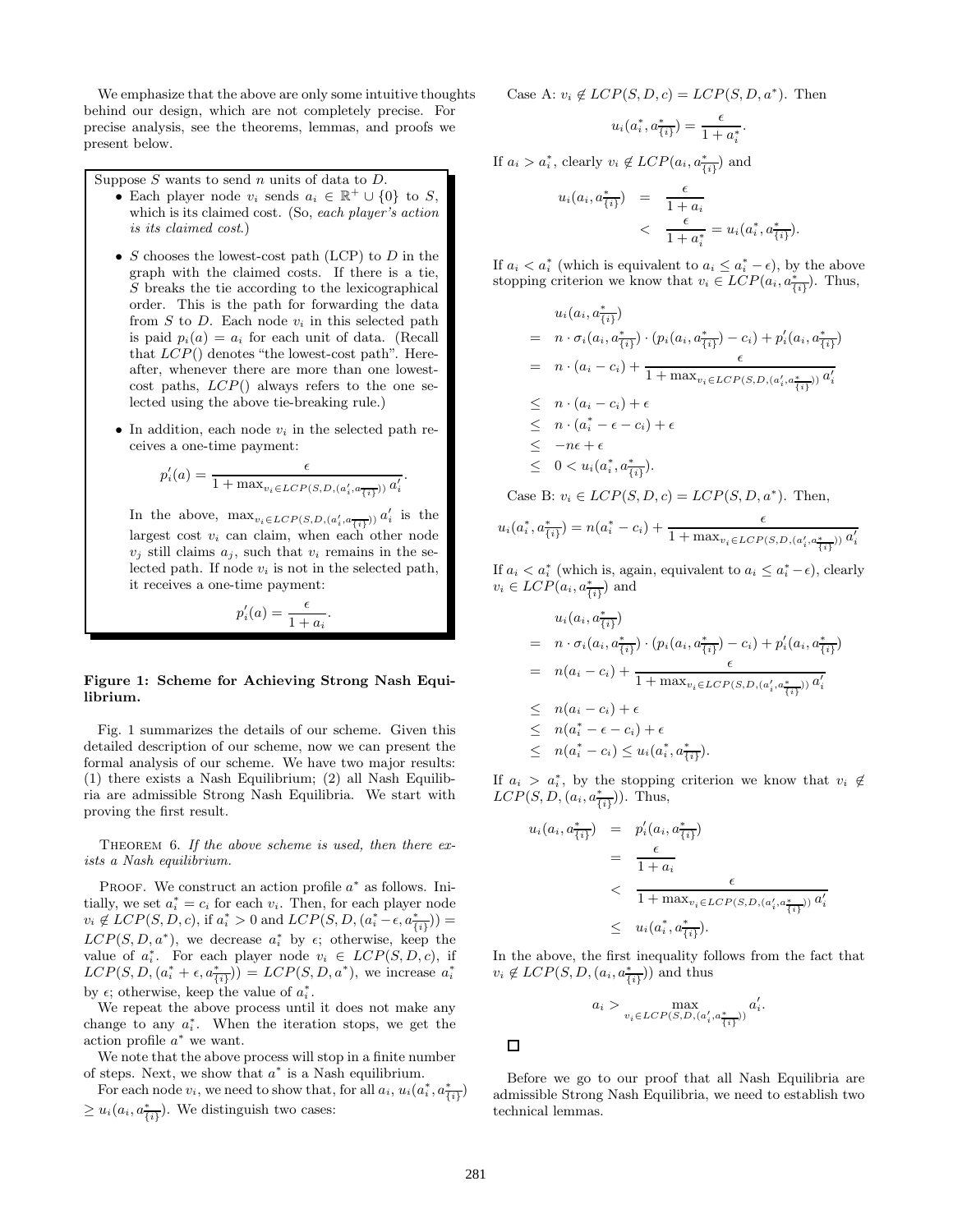We emphasize that the above are only some intuitive thoughts behind our design, which are not completely precise. For precise analysis, see the theorems, lemmas, and proofs we present below.

> Suppose $S$ wants to send $n$ units of data to $D$.
>
> - Each player node $v_i$ sends $a_i \in \mathbb{R}^+ \cup \{0\}$ to $S$, which is its claimed cost. (So, *each player's action is its claimed cost.*)
> - $S$ chooses the lowest-cost path (LCP) to $D$ in the graph with the claimed costs. If there is a tie, $S$ breaks the tie according to the lexicographical order. This is the path for forwarding the data from $S$ to $D$. Each node $v_i$ in this selected path is paid $p_i(a) = a_i$ for each unit of data. (Recall that $LCP()$ denotes "the lowest-cost path". Hereafter, whenever there are more than one lowest-cost paths, $LCP()$ always refers to the one selected using the above tie-breaking rule.)
> - In addition, each node $v_i$ in the selected path receives a one-time payment:
>
> $$p'_i(a) = \frac{\epsilon}{1 + \max_{v_i \in LCP(S,D,(a'_i, a_{\overline{\{i\}}}))} a'_i}.$$
>
> In the above, $\max_{v_i \in LCP(S,D,(a'_i, a_{\overline{\{i\}}}))} a'_i$ is the largest cost $v_i$ can claim, when each other node $v_j$ still claims $a_j$, such that $v_i$ remains in the selected path. If node $v_i$ is not in the selected path, it receives a one-time payment:
>
> $$p'_i(a) = \frac{\epsilon}{1 + a_i}.$$

**Figure 1: Scheme for Achieving Strong Nash Equilibrium.**

Fig. 1 summarizes the details of our scheme. Given this detailed description of our scheme, now we can present the formal analysis of our scheme. We have two major results: (1) there exists a Nash Equilibrium; (2) all Nash Equilibria are admissible Strong Nash Equilibria. We start with proving the first result.

THEOREM 6. *If the above scheme is used, then there exists a Nash equilibrium.*

PROOF. We construct an action profile $a^*$ as follows. Initially, we set $a^*_i = c_i$ for each $v_i$. Then, for each player node $v_i \notin LCP(S, D, c)$, if $a^*_i > 0$ and $LCP(S, D, (a^*_i - \epsilon, a^*_{\overline{\{i\}}})) = LCP(S, D, a^*)$, we decrease $a^*_i$ by $\epsilon$; otherwise, keep the value of $a^*_i$. For each player node $v_i \in LCP(S, D, c)$, if $LCP(S, D, (a^*_i + \epsilon, a^*_{\overline{\{i\}}})) = LCP(S, D, a^*)$, we increase $a^*_i$ by $\epsilon$; otherwise, keep the value of $a^*_i$.

We repeat the above process until it does not make any change to any $a^*_i$. When the iteration stops, we get the action profile $a^*$ we want.

We note that the above process will stop in a finite number of steps. Next, we show that $a^*$ is a Nash equilibrium.

For each node $v_i$, we need to show that, for all $a_i$, $u_i(a^*_i, a^*_{\overline{\{i\}}}) \geq u_i(a_i, a^*_{\overline{\{i\}}})$. We distinguish two cases:

Case A: $v_i \notin LCP(S, D, c) = LCP(S, D, a^*)$. Then

$$u_i(a^*_i, a^*_{\overline{\{i\}}}) = \frac{\epsilon}{1 + a^*_i}.$$

If $a_i > a^*_i$, clearly $v_i \notin LCP(a_i, a^*_{\overline{\{i\}}})$ and

$$\begin{aligned} u_i(a_i, a^*_{\overline{\{i\}}}) &= \frac{\epsilon}{1 + a_i} \\ &< \frac{\epsilon}{1 + a^*_i} = u_i(a^*_i, a^*_{\overline{\{i\}}}). \end{aligned}$$

If $a_i < a^*_i$ (which is equivalent to $a_i \leq a^*_i - \epsilon$), by the above stopping criterion we know that $v_i \in LCP(a_i, a^*_{\overline{\{i\}}})$. Thus,

$$\begin{aligned} & u_i(a_i, a^*_{\overline{\{i\}}}) \\ = \;& n \cdot \sigma_i(a_i, a^*_{\overline{\{i\}}}) \cdot (p_i(a_i, a^*_{\overline{\{i\}}}) - c_i) + p'_i(a_i, a^*_{\overline{\{i\}}}) \\ = \;& n \cdot (a_i - c_i) + \frac{\epsilon}{1 + \max_{v_i \in LCP(S,D,(a'_i, a^*_{\overline{\{i\}}}))} a'_i} \\ \leq \;& n \cdot (a_i - c_i) + \epsilon \\ \leq \;& n \cdot (a^*_i - \epsilon - c_i) + \epsilon \\ \leq \;& -n\epsilon + \epsilon \\ \leq \;& 0 < u_i(a^*_i, a^*_{\overline{\{i\}}}). \end{aligned}$$

Case B: $v_i \in LCP(S, D, c) = LCP(S, D, a^*)$. Then,

$$u_i(a^*_i, a^*_{\overline{\{i\}}}) = n(a^*_i - c_i) + \frac{\epsilon}{1 + \max_{v_i \in LCP(S,D,(a'_i, a^*_{\overline{\{i\}}}))} a'_i}$$

If $a_i < a^*_i$ (which is, again, equivalent to $a_i \leq a^*_i - \epsilon$), clearly $v_i \in LCP(a_i, a^*_{\overline{\{i\}}})$ and

$$\begin{aligned} & u_i(a_i, a^*_{\overline{\{i\}}}) \\ = \;& n \cdot \sigma_i(a_i, a^*_{\overline{\{i\}}}) \cdot (p_i(a_i, a^*_{\overline{\{i\}}}) - c_i) + p'_i(a_i, a^*_{\overline{\{i\}}}) \\ = \;& n(a_i - c_i) + \frac{\epsilon}{1 + \max_{v_i \in LCP(S,D,(a'_i, a^*_{\overline{\{i\}}}))} a'_i} \\ \leq \;& n(a_i - c_i) + \epsilon \\ \leq \;& n(a^*_i - \epsilon - c_i) + \epsilon \\ \leq \;& n(a^*_i - c_i) \leq u_i(a^*_i, a^*_{\overline{\{i\}}}). \end{aligned}$$

If $a_i > a^*_i$, by the stopping criterion we know that $v_i \notin LCP(S, D, (a_i, a^*_{\overline{\{i\}}}))$. Thus,

$$\begin{aligned} u_i(a_i, a^*_{\overline{\{i\}}}) &= p'_i(a_i, a^*_{\overline{\{i\}}}) \\ &= \frac{\epsilon}{1 + a_i} \\ &< \frac{\epsilon}{1 + \max_{v_i \in LCP(S,D,(a'_i, a^*_{\overline{\{i\}}}))} a'_i} \\ &\leq u_i(a^*_i, a^*_{\overline{\{i\}}}). \end{aligned}$$

In the above, the first inequality follows from the fact that $v_i \notin LCP(S, D, (a_i, a^*_{\overline{\{i\}}}))$ and thus

$$a_i > \max_{v_i \in LCP(S,D,(a'_i, a^*_{\overline{\{i\}}}))} a'_i.$$

□

Before we go to our proof that all Nash Equilibria are admissible Strong Nash Equilibria, we need to establish two technical lemmas.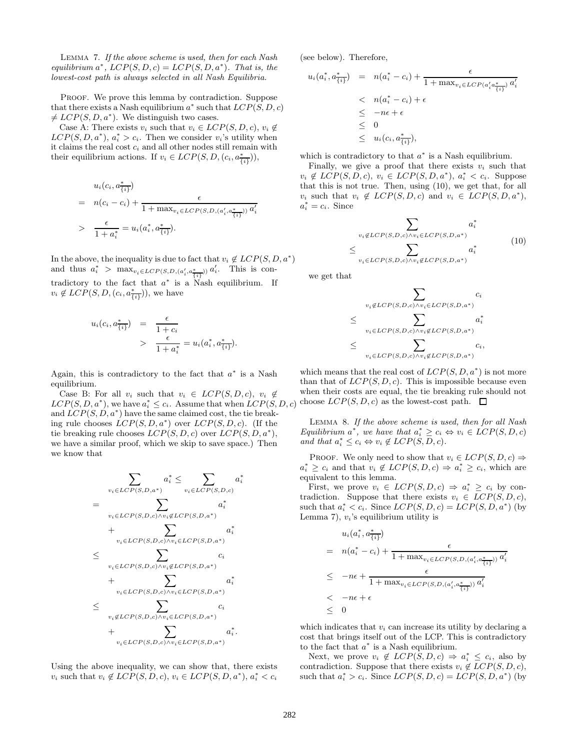LEMMA 7. *If the above scheme is used, then for each Nash equilibrium $a^*$, $LCP(S, D, c) = LCP(S, D, a^*)$. That is, the lowest-cost path is always selected in all Nash Equilibria.*

PROOF. We prove this lemma by contradiction. Suppose that there exists a Nash equilibrium $a^*$ such that $LCP(S, D, c) \neq LCP(S, D, a^*)$. We distinguish two cases.

Case A: There exists $v_i$ such that $v_i \in LCP(S, D, c)$, $v_i \notin LCP(S, D, a^*)$, $a_i^* > c_i$. Then we consider $v_i$'s utility when it claims the real cost $c_i$ and all other nodes still remain with their equilibrium actions. If $v_i \in LCP(S, D, (c_i, a^*_{\overline{\{i\}}}))$,

$$
\begin{aligned}
& u_i(c_i, a^*_{\overline{\{i\}}}) \\
= \quad & n(c_i - c_i) + \frac{\epsilon}{1 + \max_{v_i \in LCP(S,D,(a'_i, a^*_{\overline{\{i\}}}))} a'_i} \\
> \quad & \frac{\epsilon}{1 + a_i^*} = u_i(a_i^*, a^*_{\overline{\{i\}}}).
\end{aligned}
$$

In the above, the inequality is due to fact that $v_i \notin LCP(S, D, a^*)$ and thus $a_i^* > \max_{v_i \in LCP(S,D,(a'_i, a^*_{\overline{\{i\}}}))} a'_i$. This is contradictory to the fact that $a^*$ is a Nash equilibrium. If $v_i \notin LCP(S, D, (c_i, a^*_{\overline{\{i\}}}))$, we have

$$
\begin{aligned}
u_i(c_i, a^*_{\overline{\{i\}}}) &= \frac{\epsilon}{1 + c_i} \\
&> \frac{\epsilon}{1 + a_i^*} = u_i(a_i^*, a^*_{\overline{\{i\}}}).
\end{aligned}
$$

Again, this is contradictory to the fact that $a^*$ is a Nash equilibrium.

Case B: For all $v_i$ such that $v_i \in LCP(S, D, c)$, $v_i \notin LCP(S, D, a^*)$, we have $a_i^* \leq c_i$. Assume that when $LCP(S, D, c)$ and $LCP(S, D, a^*)$ have the same claimed cost, the tie breaking rule chooses $LCP(S, D, a^*)$ over $LCP(S, D, c)$. (If the tie breaking rule chooses $LCP(S, D, c)$ over $LCP(S, D, a^*)$, we have a similar proof, which we skip to save space.) Then we know that

$$
\begin{aligned}
& \sum_{v_i \in LCP(S,D,a^*)} a_i^* \leq \sum_{v_i \in LCP(S,D,c)} a_i^* \\
= \quad & \sum_{v_i \in LCP(S,D,c) \wedge v_i \notin LCP(S,D,a^*)} a_i^* \\
& + \sum_{v_i \in LCP(S,D,c) \wedge v_i \in LCP(S,D,a^*)} a_i^* \\
\leq \quad & \sum_{v_i \in LCP(S,D,c) \wedge v_i \notin LCP(S,D,a^*)} c_i \\
& + \sum_{v_i \in LCP(S,D,c) \wedge v_i \in LCP(S,D,a^*)} a_i^* \\
\leq \quad & \sum_{v_i \notin LCP(S,D,c) \wedge v_i \in LCP(S,D,a^*)} c_i \\
& + \sum_{v_i \in LCP(S,D,c) \wedge v_i \in LCP(S,D,a^*)} a_i^*.
\end{aligned}
$$

Using the above inequality, we can show that, there exists $v_i$ such that $v_i \notin LCP(S, D, c)$, $v_i \in LCP(S, D, a^*)$, $a_i^* < c_i$ (see below). Therefore,

$$
\begin{aligned}
u_i(a_i^*, a^*_{\overline{\{i\}}}) &= n(a_i^* - c_i) + \frac{\epsilon}{1 + \max_{v_i \in LCP(a'_i a^*_{\overline{\{i\}}})} a'_i} \\
&< n(a_i^* - c_i) + \epsilon \\
&\leq -n\epsilon + \epsilon \\
&\leq 0 \\
&\leq u_i(c_i, a^*_{\overline{\{i\}}}),
\end{aligned}
$$

which is contradictory to that $a^*$ is a Nash equilibrium.

Finally, we give a proof that there exists $v_i$ such that $v_i \notin LCP(S, D, c)$, $v_i \in LCP(S, D, a^*)$, $a_i^* < c_i$. Suppose that this is not true. Then, using (10), we get that, for all $v_i$ such that $v_i \notin LCP(S, D, c)$ and $v_i \in LCP(S, D, a^*)$, $a_i^* = c_i$. Since

$$
\begin{aligned}
& \sum_{v_i \notin LCP(S,D,c) \wedge v_i \in LCP(S,D,a^*)} a_i^* \\
\leq \quad & \sum_{v_i \in LCP(S,D,c) \wedge v_i \notin LCP(S,D,a^*)} a_i^*
\end{aligned}
\tag{10}
$$

we get that

$$
\begin{aligned}
& \sum_{v_i \notin LCP(S,D,c) \wedge v_i \in LCP(S,D,a^*)} c_i \\
\leq \quad & \sum_{v_i \in LCP(S,D,c) \wedge v_i \notin LCP(S,D,a^*)} a_i^* \\
\leq \quad & \sum_{v_i \in LCP(S,D,c) \wedge v_i \notin LCP(S,D,a^*)} c_i,
\end{aligned}
$$

which means that the real cost of $LCP(S, D, a^*)$ is not more than that of $LCP(S, D, c)$. This is impossible because even when their costs are equal, the tie breaking rule should not choose $LCP(S, D, c)$ as the lowest-cost path. □

LEMMA 8. *If the above scheme is used, then for all Nash Equilibrium $a^*$, we have that $a_i^* \geq c_i \Leftrightarrow v_i \in LCP(S, D, c)$ and that $a_i^* \leq c_i \Leftrightarrow v_i \notin LCP(S, D, c)$.*

PROOF. We only need to show that $v_i \in LCP(S, D, c) \Rightarrow a_i^* \geq c_i$ and that $v_i \notin LCP(S, D, c) \Rightarrow a_i^* \geq c_i$, which are equivalent to this lemma.

First, we prove $v_i \in LCP(S, D, c) \Rightarrow a_i^* \geq c_i$ by contradiction. Suppose that there exists $v_i \in LCP(S, D, c)$, such that $a_i^* < c_i$. Since $LCP(S, D, c) = LCP(S, D, a^*)$ (by Lemma 7), $v_i$'s equilibrium utility is

$$
\begin{aligned}
& u_i(a_i^*, a^*_{\overline{\{i\}}}) \\
= \quad & n(a_i^* - c_i) + \frac{\epsilon}{1 + \max_{v_i \in LCP(S,D,(a'_i, a^*_{\overline{\{i\}}}))} a'_i} \\
\leq \quad & -n\epsilon + \frac{\epsilon}{1 + \max_{v_i \in LCP(S,D,(a'_i, a^*_{\overline{\{i\}}}))} a'_i} \\
< \quad & -n\epsilon + \epsilon \\
\leq \quad & 0
\end{aligned}
$$

which indicates that $v_i$ can increase its utility by declaring a cost that brings itself out of the LCP. This is contradictory to the fact that $a^*$ is a Nash equilibrium.

Next, we prove $v_i \notin LCP(S, D, c) \Rightarrow a_i^* \leq c_i$, also by contradiction. Suppose that there exists $v_i \notin LCP(S, D, c)$, such that $a_i^* > c_i$. Since $LCP(S, D, c) = LCP(S, D, a^*)$ (by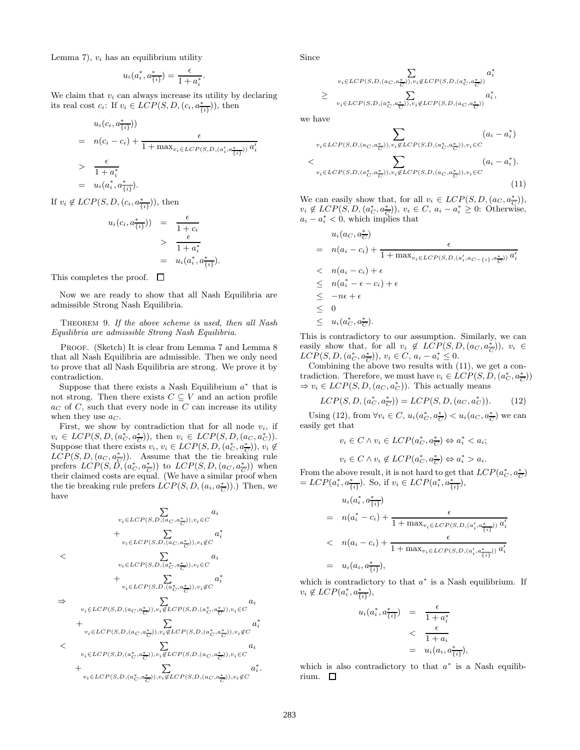Lemma 7), $v_i$ has an equilibrium utility

$$u_i(a_i^*, a_{\overline{\{i\}}}^*) = \frac{\epsilon}{1 + a_i^*}.$$

We claim that $v_i$ can always increase its utility by declaring its real cost $c_i$: If $v_i \in LCP(S, D, (c_i, a_{\overline{\{i\}}}^*))$, then

$$\begin{aligned}
& u_i(c_i, a_{\overline{\{i\}}}^*)) \\
= \;& n(c_i - c_i) + \frac{\epsilon}{1 + \max_{v_i \in LCP(S,D,(a_i', a_{\overline{\{i\}}}^*))} a_i'} \\
> \;& \frac{\epsilon}{1 + a_i^*} \\
= \;& u_i(a_i^*, a_{\overline{\{i\}}}^*).
\end{aligned}$$

If $v_i \notin LCP(S, D, (c_i, a_{\overline{\{i\}}}^*))$, then

$$\begin{aligned}
u_i(c_i, a_{\overline{\{i\}}}^*)) &= \frac{\epsilon}{1 + c_i} \\
&> \frac{\epsilon}{1 + a_i^*} \\
&= u_i(a_i^*, a_{\overline{\{i\}}}^*).
\end{aligned}$$

This completes the proof. □

Now we are ready to show that all Nash Equilibria are admissible Strong Nash Equilibria.

THEOREM 9. *If the above scheme is used, then all Nash Equilibria are admissible Strong Nash Equilibria.*

PROOF. (Sketch) It is clear from Lemma 7 and Lemma 8 that all Nash Equilibria are admissible. Then we only need to prove that all Nash Equilibria are strong. We prove it by contradiction.

Suppose that there exists a Nash Equilibrium $a^*$ that is not strong. Then there exists $C \subseteq V$ and an action profile $a_C$ of $C$, such that every node in $C$ can increase its utility when they use $a_C$.

First, we show by contradiction that for all node $v_i$, if $v_i \in LCP(S, D, (a_C^*, a_{\overline{C}}^*))$, then $v_i \in LCP(S, D, (a_C^*, a_C^*))$. Suppose that there exists $v_i$, $v_i \in LCP(S, D, (a_C^*, a_{\overline{C}}^*))$, $v_i \notin LCP(S, D, (a_C, a_{\overline{C}}^*))$. Assume that the tie breaking rule prefers $LCP(S, D, (a_C^*, a_{\overline{C}}^*))$ to $LCP(S, D, (a_C, a_{\overline{C}}^*))$ when their claimed costs are equal. (We have a similar proof when the tie breaking rule prefers $LCP(S, D, (a_i, a_{\overline{C}}^*))$.) Then, we have

$$\begin{aligned}
& \sum_{v_i \in LCP(S,D,(a_C, a_{\overline{C}}^*)), v_i \in C} a_i \\
& \quad + \sum_{v_i \in LCP(S,D,(a_C, a_{\overline{C}}^*)), v_i \notin C} a_i^* \\
< \;& \sum_{v_i \in LCP(S,D,(a_C^*, a_{\overline{C}}^*)), v_i \in C} a_i \\
& \quad + \sum_{v_i \in LCP(S,D,(a_C^*, a_{\overline{C}}^*)), v_i \notin C} a_i^* \\
\Rightarrow \;& \sum_{v_i \in LCP(S,D,(a_C, a_{\overline{C}}^*)), v_i \notin LCP(S,D,(a_C^*, a_{\overline{C}}^*)), v_i \in C} a_i \\
& + \sum_{v_i \in LCP(S,D,(a_C, a_{\overline{C}}^*)), v_i \notin LCP(S,D,(a_C^*, a_{\overline{C}}^*)), v_i \notin C} a_i^* \\
< \;& \sum_{v_i \in LCP(S,D,(a_C^*, a_{\overline{C}}^*)), v_i \notin LCP(S,D,(a_C, a_{\overline{C}}^*)), v_i \in C} a_i \\
& + \sum_{v_i \in LCP(S,D,(a_C^*, a_{\overline{C}}^*)), v_i \notin LCP(S,D,(a_C, a_{\overline{C}}^*)), v_i \notin C} a_i^*.
\end{aligned}$$

Since

$$\begin{aligned}
& \sum_{v_i \in LCP(S,D,(a_C, a_{\overline{C}}^*)), v_i \notin LCP(S,D,(a_C^*, a_{\overline{C}}^*))} a_i^* \\
\geq \;& \sum_{v_i \in LCP(S,D,(a_C^*, a_{\overline{C}}^*)), v_i \notin LCP(S,D,(a_C, a_{\overline{C}}^*))} a_i^*,
\end{aligned}$$

we have

$$\begin{aligned}
& \sum_{v_i \in LCP(S,D,(a_C, a_{\overline{C}}^*)), v_i \notin LCP(S,D,(a_C^*, a_{\overline{C}}^*)), v_i \in C} (a_i - a_i^*) \\
< \;& \sum_{v_i \in LCP(S,D,(a_C^*, a_{\overline{C}}^*)), v_i \notin LCP(S,D,(a_C, a_{\overline{C}}^*)), v_i \in C} (a_i - a_i^*).
\end{aligned} \qquad (11)$$

We can easily show that, for all $v_i \in LCP(S, D, (a_C, a_{\overline{C}}^*))$, $v_i \notin LCP(S, D, (a_C^*, a_{\overline{C}}^*))$, $v_i \in C$, $a_i - a_i^* \geq 0$: Otherwise, $a_i - a_i^* < 0$, which implies that

$$\begin{aligned}
& u_i(a_C, a_{\overline{C}}^*) \\
= \;& n(a_i - c_i) + \frac{\epsilon}{1 + \max_{v_i \in LCP(S,D,(a_i', a_{C-\{i\}}, a_{\overline{C}}^*))} a_i'} \\
< \;& n(a_i - c_i) + \epsilon \\
\leq \;& n(a_i^* - \epsilon - c_i) + \epsilon \\
\leq \;& -n\epsilon + \epsilon \\
\leq \;& 0 \\
\leq \;& u_i(a_C^*, a_{\overline{C}}^*).
\end{aligned}$$

This is contradictory to our assumption. Similarly, we can easily show that, for all $v_i \notin LCP(S, D, (a_C, a_{\overline{C}}^*))$, $v_i \in LCP(S, D, (a_C^*, a_{\overline{C}}^*))$, $v_i \in C$, $a_i - a_i^* \leq 0$.

Combining the above two results with (11), we get a contradiction. Therefore, we must have $v_i \in LCP(S, D, (a_C^*, a_{\overline{C}}^*)) \Rightarrow v_i \in LCP(S, D, (a_C, a_C^*))$. This actually means

$$LCP(S, D, (a_C^*, a_{\overline{C}}^*)) = LCP(S, D, (a_C, a_C^*)). \qquad (12)$$

Using (12), from $\forall v_i \in C$, $u_i(a_C^*, a_{\overline{C}}^*) < u_i(a_C, a_{\overline{C}}^*)$ we can easily get that

$$v_i \in C \wedge v_i \in LCP(a_C^*, a_{\overline{C}}^*) \Leftrightarrow a_i^* < a_i;$$

$$v_i \in C \wedge v_i \notin LCP(a_C^*, a_{\overline{C}}^*) \Leftrightarrow a_i^* > a_i.$$

From the above result, it is not hard to get that $LCP(a_C^*, a_{\overline{C}}^*) = LCP(a_i^*, a_{\overline{\{i\}}}^*)$. So, if $v_i \in LCP(a_i^*, a_{\overline{\{i\}}}^*)$,

$$\begin{aligned}
& u_i(a_i^*, a_{\overline{\{i\}}}^*) \\
= \;& n(a_i^* - c_i) + \frac{\epsilon}{1 + \max_{v_i \in LCP(S,D,(a_i', a_{\overline{\{i\}}}^*))} a_i'} \\
< \;& n(a_i - c_i) + \frac{\epsilon}{1 + \max_{v_i \in LCP(S,D,(a_i', a_{\overline{\{i\}}}^*))} a_i'} \\
= \;& u_i(a_i, a_{\overline{\{i\}}}^*),
\end{aligned}$$

which is contradictory to that $a^*$ is a Nash equilibrium. If $v_i \notin LCP(a_i^*, a_{\overline{\{i\}}}^*)$,

$$\begin{aligned}
u_i(a_i^*, a_{\overline{\{i\}}}^*) &= \frac{\epsilon}{1 + a_i^*} \\
&< \frac{\epsilon}{1 + a_i} \\
&= u_i(a_i, a_{\overline{\{i\}}}^*),
\end{aligned}$$

which is also contradictory to that $a^*$ is a Nash equilibrium. □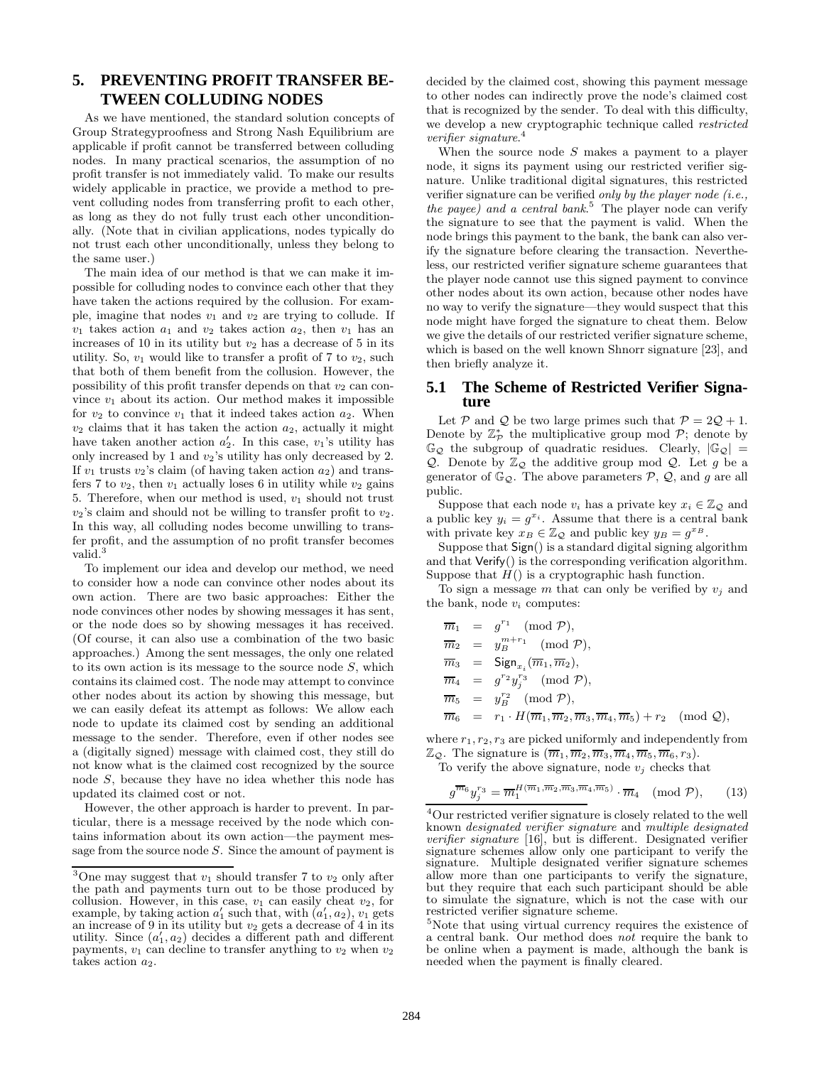## 5. PREVENTING PROFIT TRANSFER BETWEEN COLLUDING NODES

As we have mentioned, the standard solution concepts of Group Strategyproofness and Strong Nash Equilibrium are applicable if profit cannot be transferred between colluding nodes. In many practical scenarios, the assumption of no profit transfer is not immediately valid. To make our results widely applicable in practice, we provide a method to prevent colluding nodes from transferring profit to each other, as long as they do not fully trust each other unconditionally. (Note that in civilian applications, nodes typically do not trust each other unconditionally, unless they belong to the same user.)

The main idea of our method is that we can make it impossible for colluding nodes to convince each other that they have taken the actions required by the collusion. For example, imagine that nodes $v_1$ and $v_2$ are trying to collude. If $v_1$ takes action $a_1$ and $v_2$ takes action $a_2$, then $v_1$ has an increases of 10 in its utility but $v_2$ has a decrease of 5 in its utility. So, $v_1$ would like to transfer a profit of 7 to $v_2$, such that both of them benefit from the collusion. However, the possibility of this profit transfer depends on that $v_2$ can convince $v_1$ about its action. Our method makes it impossible for $v_2$ to convince $v_1$ that it indeed takes action $a_2$. When $v_2$ claims that it has taken the action $a_2$, actually it might have taken another action $a_2'$. In this case, $v_1$'s utility has only increased by 1 and $v_2$'s utility has only decreased by 2. If $v_1$ trusts $v_2$'s claim (of having taken action $a_2$) and transfers 7 to $v_2$, then $v_1$ actually loses 6 in utility while $v_2$ gains 5. Therefore, when our method is used, $v_1$ should not trust $v_2$'s claim and should not be willing to transfer profit to $v_2$. In this way, all colluding nodes become unwilling to transfer profit, and the assumption of no profit transfer becomes valid.[3]

To implement our idea and develop our method, we need to consider how a node can convince other nodes about its own action. There are two basic approaches: Either the node convinces other nodes by showing messages it has sent, or the node does so by showing messages it has received. (Of course, it can also use a combination of the two basic approaches.) Among the sent messages, the only one related to its own action is its message to the source node $S$, which contains its claimed cost. The node may attempt to convince other nodes about its action by showing this message, but we can easily defeat its attempt as follows: We allow each node to update its claimed cost by sending an additional message to the sender. Therefore, even if other nodes see a (digitally signed) message with claimed cost, they still do not know what is the claimed cost recognized by the source node $S$, because they have no idea whether this node has updated its claimed cost or not.

However, the other approach is harder to prevent. In particular, there is a message received by the node which contains information about its own action—the payment message from the source node $S$. Since the amount of payment is decided by the claimed cost, showing this payment message to other nodes can indirectly prove the node's claimed cost that is recognized by the sender. To deal with this difficulty, we develop a new cryptographic technique called *restricted verifier signature*.[4]

When the source node $S$ makes a payment to a player node, it signs its payment using our restricted verifier signature. Unlike traditional digital signatures, this restricted verifier signature can be verified *only by the player node (i.e., the payee) and a central bank*.[5] The player node can verify the signature to see that the payment is valid. When the node brings this payment to the bank, the bank can also verify the signature before clearing the transaction. Nevertheless, our restricted verifier signature scheme guarantees that the player node cannot use this signed payment to convince other nodes about its own action, because other nodes have no way to verify the signature—they would suspect that this node might have forged the signature to cheat them. Below we give the details of our restricted verifier signature scheme, which is based on the well known Shnorr signature [23], and then briefly analyze it.

### 5.1 The Scheme of Restricted Verifier Signature

Let $\mathcal{P}$ and $\mathcal{Q}$ be two large primes such that $\mathcal{P} = 2\mathcal{Q} + 1$. Denote by $\mathbb{Z}_{\mathcal{P}}^*$ the multiplicative group mod $\mathcal{P}$; denote by $\mathbb{G}_{\mathcal{Q}}$ the subgroup of quadratic residues. Clearly, $|\mathbb{G}_{\mathcal{Q}}| = \mathcal{Q}$. Denote by $\mathbb{Z}_{\mathcal{Q}}$ the additive group mod $\mathcal{Q}$. Let $g$ be a generator of $\mathbb{G}_{\mathcal{Q}}$. The above parameters $\mathcal{P}$, $\mathcal{Q}$, and $g$ are all public.

Suppose that each node $v_i$ has a private key $x_i \in \mathbb{Z}_{\mathcal{Q}}$ and a public key $y_i = g^{x_i}$. Assume that there is a central bank with private key $x_B \in \mathbb{Z}_{\mathcal{Q}}$ and public key $y_B = g^{x_B}$.

Suppose that $\mathsf{Sign}()$ is a standard digital signing algorithm and that $\mathsf{Verify}()$ is the corresponding verification algorithm. Suppose that $H()$ is a cryptographic hash function.

To sign a message $m$ that can only be verified by $v_j$ and the bank, node $v_i$ computes:

$$
\begin{aligned}
\overline{m}_1 &= g^{r_1} \pmod{\mathcal{P}},\\
\overline{m}_2 &= y_B^{m+r_1} \pmod{\mathcal{P}},\\
\overline{m}_3 &= \mathsf{Sign}_{x_i}(\overline{m}_1, \overline{m}_2),\\
\overline{m}_4 &= g^{r_2} y_j^{r_3} \pmod{\mathcal{P}},\\
\overline{m}_5 &= y_B^{r_2} \pmod{\mathcal{P}},\\
\overline{m}_6 &= r_1 \cdot H(\overline{m}_1, \overline{m}_2, \overline{m}_3, \overline{m}_4, \overline{m}_5) + r_2 \pmod{\mathcal{Q}},
\end{aligned}
$$

where $r_1, r_2, r_3$ are picked uniformly and independently from $\mathbb{Z}_{\mathcal{Q}}$. The signature is $(\overline{m}_1, \overline{m}_2, \overline{m}_3, \overline{m}_4, \overline{m}_5, \overline{m}_6, r_3)$.

To verify the above signature, node $v_j$ checks that

$$
g^{\overline{m}_6} y_j^{r_3} = \overline{m}_1^{H(\overline{m}_1, \overline{m}_2, \overline{m}_3, \overline{m}_4, \overline{m}_5)} \cdot \overline{m}_4 \pmod{\mathcal{P}}, \qquad (13)
$$

---

[3] One may suggest that $v_1$ should transfer 7 to $v_2$ only after the path and payments turn out to be those produced by collusion. However, in this case, $v_1$ can easily cheat $v_2$, for example, by taking action $a_1'$ such that, with $(a_1', a_2)$, $v_1$ gets an increase of 9 in its utility but $v_2$ gets a decrease of 4 in its utility. Since $(a_1', a_2)$ decides a different path and different payments, $v_1$ can decline to transfer anything to $v_2$ when $v_2$ takes action $a_2$.

[4] Our restricted verifier signature is closely related to the well known *designated verifier signature* and *multiple designated verifier signature* [16], but is different. Designated verifier signature schemes allow only one participant to verify the signature. Multiple designated verifier signature schemes allow more than one participants to verify the signature, but they require that each such participant should be able to simulate the signature, which is not the case with our restricted verifier signature scheme.

[5] Note that using virtual currency requires the existence of a central bank. Our method does *not* require the bank to be online when a payment is made, although the bank is needed when the payment is finally cleared.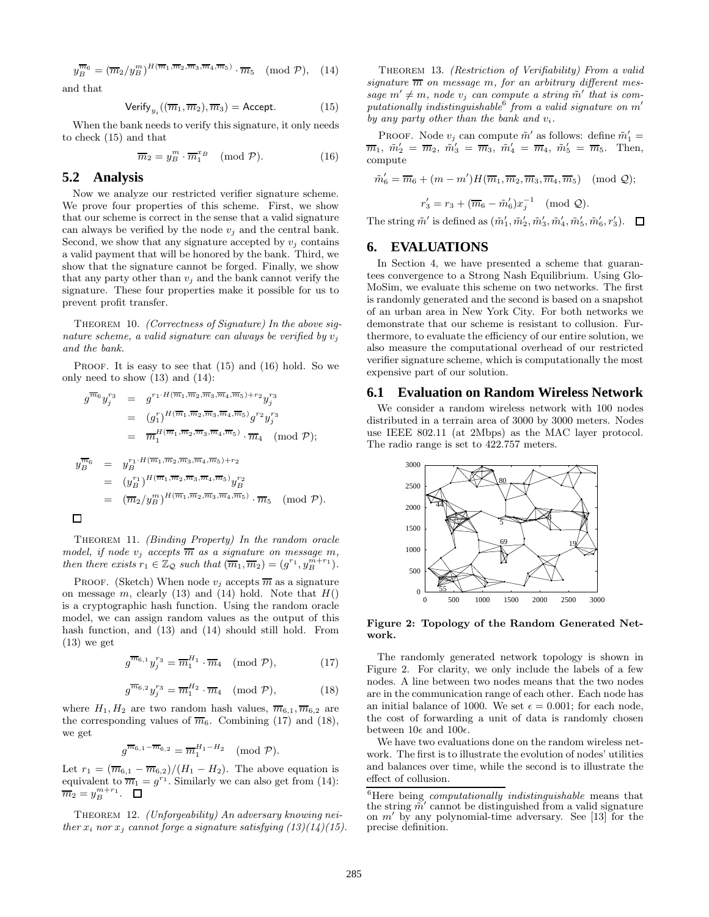$$y_B^{\overline{m}_6} = (\overline{m}_2/y_B^m)^{H(\overline{m}_1,\overline{m}_2,\overline{m}_3,\overline{m}_4,\overline{m}_5)} \cdot \overline{m}_5 \pmod{\mathcal{P}}, \quad (14)$$

and that

$$\mathsf{Verify}_{y_i}((\overline{m}_1, \overline{m}_2), \overline{m}_3) = \mathsf{Accept}. \quad (15)$$

When the bank needs to verify this signature, it only needs to check (15) and that

$$\overline{m}_2 = y_B^m \cdot \overline{m}_1^{x_B} \pmod{\mathcal{P}}. \quad (16)$$

## 5.2 Analysis

Now we analyze our restricted verifier signature scheme. We prove four properties of this scheme. First, we show that our scheme is correct in the sense that a valid signature can always be verified by the node $v_j$ and the central bank. Second, we show that any signature accepted by $v_j$ contains a valid payment that will be honored by the bank. Third, we show that the signature cannot be forged. Finally, we show that any party other than $v_j$ and the bank cannot verify the signature. These four properties make it possible for us to prevent profit transfer.

Theorem 10. *(Correctness of Signature) In the above signature scheme, a valid signature can always be verified by $v_j$ and the bank.*

Proof. It is easy to see that (15) and (16) hold. So we only need to show (13) and (14):

$$\begin{aligned} g^{\overline{m}_6} y_j^{r_3} &= g^{r_1 \cdot H(\overline{m}_1,\overline{m}_2,\overline{m}_3,\overline{m}_4,\overline{m}_5)+r_2} y_j^{r_3} \\ &= (g_1^r)^{H(\overline{m}_1,\overline{m}_2,\overline{m}_3,\overline{m}_4,\overline{m}_5)} g^{r_2} y_j^{r_3} \\ &= \overline{m}_1^{H(\overline{m}_1,\overline{m}_2,\overline{m}_3,\overline{m}_4,\overline{m}_5)} \cdot \overline{m}_4 \pmod{\mathcal{P}}; \end{aligned}$$

$$\begin{aligned} y_B^{\overline{m}_6} &= y_B^{r_1 \cdot H(\overline{m}_1,\overline{m}_2,\overline{m}_3,\overline{m}_4,\overline{m}_5)+r_2} \\ &= (y_B^{r_1})^{H(\overline{m}_1,\overline{m}_2,\overline{m}_3,\overline{m}_4,\overline{m}_5)} y_B^{r_2} \\ &= (\overline{m}_2/y_B^m)^{H(\overline{m}_1,\overline{m}_2,\overline{m}_3,\overline{m}_4,\overline{m}_5)} \cdot \overline{m}_5 \pmod{\mathcal{P}}. \end{aligned}$$

□

Theorem 11. *(Binding Property) In the random oracle model, if node $v_j$ accepts $\overline{m}$ as a signature on message $m$, then there exists $r_1 \in \mathbb{Z}_{\mathcal{Q}}$ such that $(\overline{m}_1, \overline{m}_2) = (g^{r_1}, y_B^{m+r_1})$.*

Proof. (Sketch) When node $v_j$ accepts $\overline{m}$ as a signature on message $m$, clearly (13) and (14) hold. Note that $H()$ is a cryptographic hash function. Using the random oracle model, we can assign random values as the output of this hash function, and (13) and (14) should still hold. From (13) we get

$$g^{\overline{m}_{6,1}} y_j^{r_3} = \overline{m}_1^{H_1} \cdot \overline{m}_4 \pmod{\mathcal{P}}, \quad (17)$$

$$g^{\overline{m}_{6,2}} y_j^{r_3} = \overline{m}_1^{H_2} \cdot \overline{m}_4 \pmod{\mathcal{P}}, \quad (18)$$

where $H_1, H_2$ are two random hash values, $\overline{m}_{6,1}, \overline{m}_{6,2}$ are the corresponding values of $\overline{m}_6$. Combining (17) and (18), we get

$$g^{\overline{m}_{6,1} - \overline{m}_{6,2}} = \overline{m}_1^{H_1 - H_2} \pmod{\mathcal{P}}.$$

Let $r_1 = (\overline{m}_{6,1} - \overline{m}_{6,2})/(H_1 - H_2)$. The above equation is equivalent to $\overline{m}_1 = g^{r_1}$. Similarly we can also get from (14): $\overline{m}_2 = y_B^{m+r_1}$. □

Theorem 12. *(Unforgeability) An adversary knowing neither $x_i$ nor $x_j$ cannot forge a signature satisfying (13)(14)(15).*

Theorem 13. *(Restriction of Verifiability) From a valid signature $\overline{m}$ on message $m$, for an arbitrary different message $m' \neq m$, node $v_j$ can compute a string $\tilde{m}'$ that is computationally indistinguishable[6] from a valid signature on $m'$ by any party other than the bank and $v_i$.*

Proof. Node $v_j$ can compute $\tilde{m}'$ as follows: define $\tilde{m}'_1 = \overline{m}_1$, $\tilde{m}'_2 = \overline{m}_2$, $\tilde{m}'_3 = \overline{m}_3$, $\tilde{m}'_4 = \overline{m}_4$, $\tilde{m}'_5 = \overline{m}_5$. Then, compute

$$\tilde{m}'_6 = \overline{m}_6 + (m - m')H(\overline{m}_1, \overline{m}_2, \overline{m}_3, \overline{m}_4, \overline{m}_5) \pmod{\mathcal{Q}};$$

$$r'_3 = r_3 + (\overline{m}_6 - \tilde{m}'_6)x_j^{-1} \pmod{\mathcal{Q}}.$$

The string $\tilde{m}'$ is defined as $(\tilde{m}'_1, \tilde{m}'_2, \tilde{m}'_3, \tilde{m}'_4, \tilde{m}'_5, \tilde{m}'_6, r'_3)$. □

# 6. EVALUATIONS

In Section 4, we have presented a scheme that guarantees convergence to a Strong Nash Equilibrium. Using GloMoSim, we evaluate this scheme on two networks. The first is randomly generated and the second is based on a snapshot of an urban area in New York City. For both networks we demonstrate that our scheme is resistant to collusion. Furthermore, to evaluate the efficiency of our entire solution, we also measure the computational overhead of our restricted verifier signature scheme, which is computationally the most expensive part of our solution.

## 6.1 Evaluation on Random Wireless Network

We consider a random wireless network with 100 nodes distributed in a terrain area of 3000 by 3000 meters. Nodes use IEEE 802.11 (at 2Mbps) as the MAC layer protocol. The radio range is set to 422.757 meters.

**Figure 2: Topology of the Random Generated Network.**

The randomly generated network topology is shown in Figure 2. For clarity, we only include the labels of a few nodes. A line between two nodes means that the two nodes are in the communication range of each other. Each node has an initial balance of 1000. We set $\epsilon = 0.001$; for each node, the cost of forwarding a unit of data is randomly chosen between $10\epsilon$ and $100\epsilon$.

We have two evaluations done on the random wireless network. The first is to illustrate the evolution of nodes' utilities and balances over time, while the second is to illustrate the effect of collusion.

[6] Here being *computationally indistinguishable* means that the string $\tilde{m}'$ cannot be distinguished from a valid signature on $m'$ by any polynomial-time adversary. See [13] for the precise definition.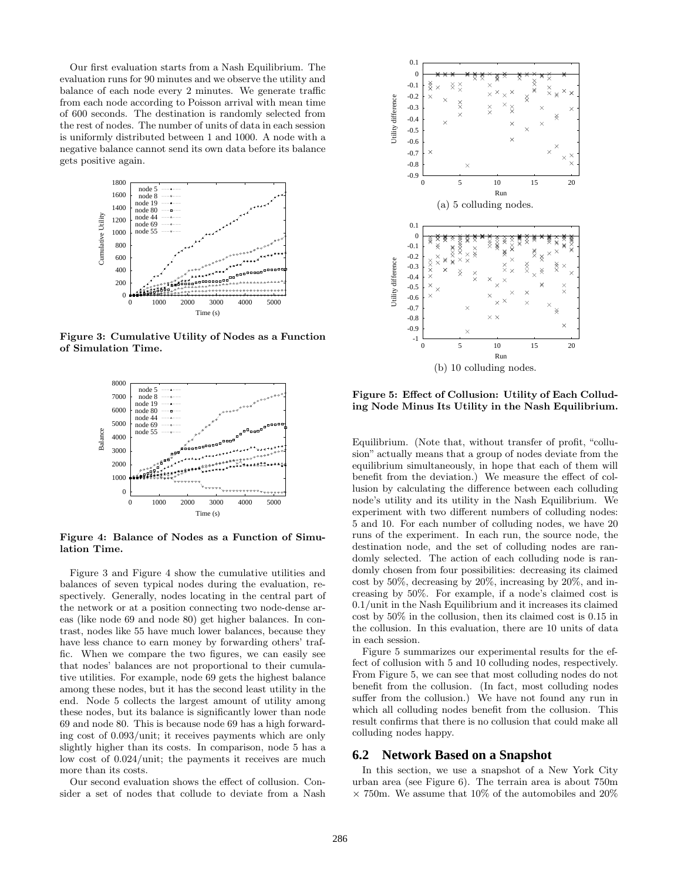Our first evaluation starts from a Nash Equilibrium. The evaluation runs for 90 minutes and we observe the utility and balance of each node every 2 minutes. We generate traffic from each node according to Poisson arrival with mean time of 600 seconds. The destination is randomly selected from the rest of nodes. The number of units of data in each session is uniformly distributed between 1 and 1000. A node with a negative balance cannot send its own data before its balance gets positive again.

**Figure 3: Cumulative Utility of Nodes as a Function of Simulation Time.**

**Figure 4: Balance of Nodes as a Function of Simulation Time.**

Figure 3 and Figure 4 show the cumulative utilities and balances of seven typical nodes during the evaluation, respectively. Generally, nodes locating in the central part of the network or at a position connecting two node-dense areas (like node 69 and node 80) get higher balances. In contrast, nodes like 55 have much lower balances, because they have less chance to earn money by forwarding others' traffic. When we compare the two figures, we can easily see that nodes' balances are not proportional to their cumulative utilities. For example, node 69 gets the highest balance among these nodes, but it has the second least utility in the end. Node 5 collects the largest amount of utility among these nodes, but its balance is significantly lower than node 69 and node 80. This is because node 69 has a high forwarding cost of 0.093/unit; it receives payments which are only slightly higher than its costs. In comparison, node 5 has a low cost of 0.024/unit; the payments it receives are much more than its costs.

Our second evaluation shows the effect of collusion. Consider a set of nodes that collude to deviate from a Nash Equilibrium. (Note that, without transfer of profit, "collusion" actually means that a group of nodes deviate from the equilibrium simultaneously, in hope that each of them will benefit from the deviation.) We measure the effect of collusion by calculating the difference between each colluding node's utility and its utility in the Nash Equilibrium. We experiment with two different numbers of colluding nodes: 5 and 10. For each number of colluding nodes, we have 20 runs of the experiment. In each run, the source node, the destination node, and the set of colluding nodes are randomly selected. The action of each colluding node is randomly chosen from four possibilities: decreasing its claimed cost by 50%, decreasing by 20%, increasing by 20%, and increasing by 50%. For example, if a node's claimed cost is 0.1/unit in the Nash Equilibrium and it increases its claimed cost by 50% in the collusion, then its claimed cost is 0.15 in the collusion. In this evaluation, there are 10 units of data in each session.

(a) 5 colluding nodes.

(b) 10 colluding nodes.

**Figure 5: Effect of Collusion: Utility of Each Colluding Node Minus Its Utility in the Nash Equilibrium.**

Figure 5 summarizes our experimental results for the effect of collusion with 5 and 10 colluding nodes, respectively. From Figure 5, we can see that most colluding nodes do not benefit from the collusion. (In fact, most colluding nodes suffer from the collusion.) We have not found any run in which all colluding nodes benefit from the collusion. This result confirms that there is no collusion that could make all colluding nodes happy.

## 6.2 Network Based on a Snapshot

In this section, we use a snapshot of a New York City urban area (see Figure 6). The terrain area is about 750m × 750m. We assume that 10% of the automobiles and 20%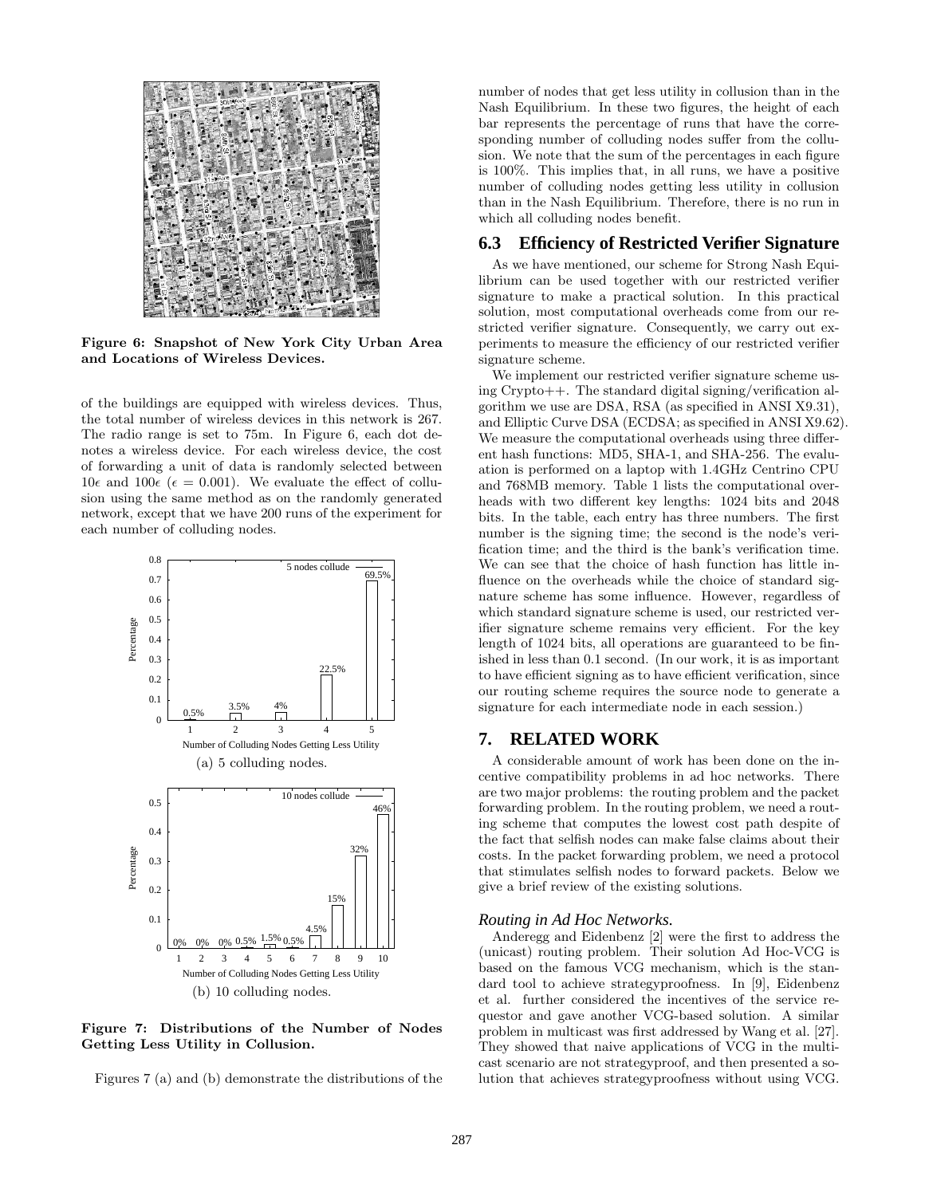Figure 6: Snapshot of New York City Urban Area and Locations of Wireless Devices.

of the buildings are equipped with wireless devices. Thus, the total number of wireless devices in this network is 267. The radio range is set to 75m. In Figure 6, each dot denotes a wireless device. For each wireless device, the cost of forwarding a unit of data is randomly selected between $10\epsilon$ and $100\epsilon$ ($\epsilon = 0.001$). We evaluate the effect of collusion using the same method as on the randomly generated network, except that we have 200 runs of the experiment for each number of colluding nodes.

(a) 5 colluding nodes.

(b) 10 colluding nodes.

**Figure 7: Distributions of the Number of Nodes Getting Less Utility in Collusion.**

Figures 7 (a) and (b) demonstrate the distributions of the number of nodes that get less utility in collusion than in the Nash Equilibrium. In these two figures, the height of each bar represents the percentage of runs that have the corresponding number of colluding nodes suffer from the collusion. We note that the sum of the percentages in each figure is 100%. This implies that, in all runs, we have a positive number of colluding nodes getting less utility in collusion than in the Nash Equilibrium. Therefore, there is no run in which all colluding nodes benefit.

## 6.3 Efficiency of Restricted Verifier Signature

As we have mentioned, our scheme for Strong Nash Equilibrium can be used together with our restricted verifier signature to make a practical solution. In this practical solution, most computational overheads come from our restricted verifier signature. Consequently, we carry out experiments to measure the efficiency of our restricted verifier signature scheme.

We implement our restricted verifier signature scheme using Crypto++. The standard digital signing/verification algorithm we use are DSA, RSA (as specified in ANSI X9.31), and Elliptic Curve DSA (ECDSA; as specified in ANSI X9.62). We measure the computational overheads using three different hash functions: MD5, SHA-1, and SHA-256. The evaluation is performed on a laptop with 1.4GHz Centrino CPU and 768MB memory. Table 1 lists the computational overheads with two different key lengths: 1024 bits and 2048 bits. In the table, each entry has three numbers. The first number is the signing time; the second is the node's verification time; and the third is the bank's verification time. We can see that the choice of hash function has little influence on the overheads while the choice of standard signature scheme has some influence. However, regardless of which standard signature scheme is used, our restricted verifier signature scheme remains very efficient. For the key length of 1024 bits, all operations are guaranteed to be finished in less than 0.1 second. (In our work, it is as important to have efficient signing as to have efficient verification, since our routing scheme requires the source node to generate a signature for each intermediate node in each session.)

## 7. RELATED WORK

A considerable amount of work has been done on the incentive compatibility problems in ad hoc networks. There are two major problems: the routing problem and the packet forwarding problem. In the routing problem, we need a routing scheme that computes the lowest cost path despite of the fact that selfish nodes can make false claims about their costs. In the packet forwarding problem, we need a protocol that stimulates selfish nodes to forward packets. Below we give a brief review of the existing solutions.

### *Routing in Ad Hoc Networks.*

Anderegg and Eidenbenz [2] were the first to address the (unicast) routing problem. Their solution Ad Hoc-VCG is based on the famous VCG mechanism, which is the standard tool to achieve strategyproofness. In [9], Eidenbenz et al. further considered the incentives of the service requestor and gave another VCG-based solution. A similar problem in multicast was first addressed by Wang et al. [27]. They showed that naive applications of VCG in the multicast scenario are not strategyproof, and then presented a solution that achieves strategyproofness without using VCG.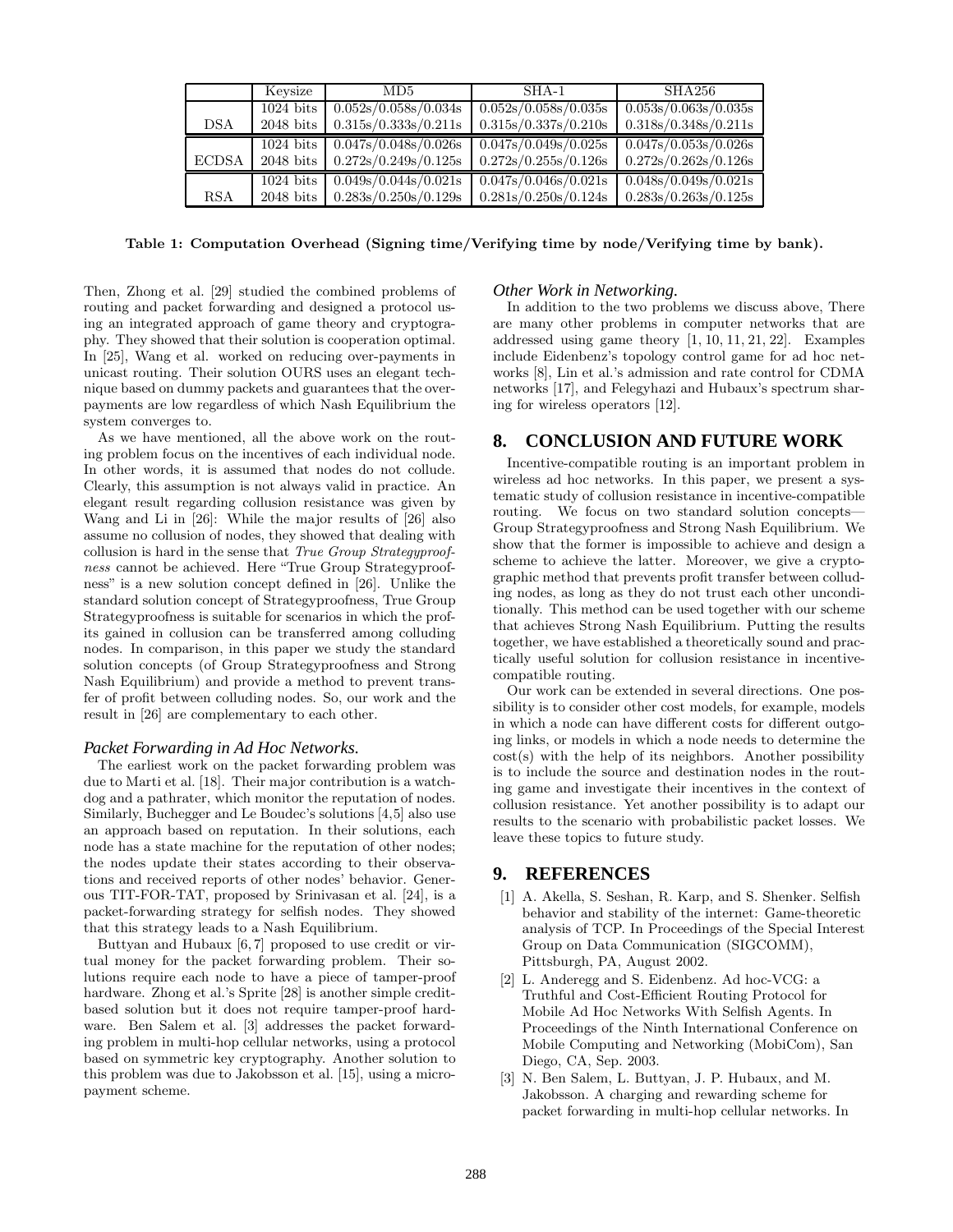| | Keysize | MD5 | SHA-1 | SHA256 |
|---|---|---|---|---|
| DSA | 1024 bits | 0.052s/0.058s/0.034s | 0.052s/0.058s/0.035s | 0.053s/0.063s/0.035s |
| | 2048 bits | 0.315s/0.333s/0.211s | 0.315s/0.337s/0.210s | 0.318s/0.348s/0.211s |
| ECDSA | 1024 bits | 0.047s/0.048s/0.026s | 0.047s/0.049s/0.025s | 0.047s/0.053s/0.026s |
| | 2048 bits | 0.272s/0.249s/0.125s | 0.272s/0.255s/0.126s | 0.272s/0.262s/0.126s |
| RSA | 1024 bits | 0.049s/0.044s/0.021s | 0.047s/0.046s/0.021s | 0.048s/0.049s/0.021s |
| | 2048 bits | 0.283s/0.250s/0.129s | 0.281s/0.250s/0.124s | 0.283s/0.263s/0.125s |

**Table 1: Computation Overhead (Signing time/Verifying time by node/Verifying time by bank).**

Then, Zhong et al. [29] studied the combined problems of routing and packet forwarding and designed a protocol using an integrated approach of game theory and cryptography. They showed that their solution is cooperation optimal. In [25], Wang et al. worked on reducing over-payments in unicast routing. Their solution OURS uses an elegant technique based on dummy packets and guarantees that the overpayments are low regardless of which Nash Equilibrium the system converges to.

As we have mentioned, all the above work on the routing problem focus on the incentives of each individual node. In other words, it is assumed that nodes do not collude. Clearly, this assumption is not always valid in practice. An elegant result regarding collusion resistance was given by Wang and Li in [26]: While the major results of [26] also assume no collusion of nodes, they showed that dealing with collusion is hard in the sense that *True Group Strategyproofness* cannot be achieved. Here "True Group Strategyproofness" is a new solution concept defined in [26]. Unlike the standard solution concept of Strategyproofness, True Group Strategyproofness is suitable for scenarios in which the profits gained in collusion can be transferred among colluding nodes. In comparison, in this paper we study the standard solution concepts (of Group Strategyproofness and Strong Nash Equilibrium) and provide a method to prevent transfer of profit between colluding nodes. So, our work and the result in [26] are complementary to each other.

### *Packet Forwarding in Ad Hoc Networks.*

The earliest work on the packet forwarding problem was due to Marti et al. [18]. Their major contribution is a watchdog and a pathrater, which monitor the reputation of nodes. Similarly, Buchegger and Le Boudec's solutions [4,5] also use an approach based on reputation. In their solutions, each node has a state machine for the reputation of other nodes; the nodes update their states according to their observations and received reports of other nodes' behavior. Generous TIT-FOR-TAT, proposed by Srinivasan et al. [24], is a packet-forwarding strategy for selfish nodes. They showed that this strategy leads to a Nash Equilibrium.

Buttyan and Hubaux [6, 7] proposed to use credit or virtual money for the packet forwarding problem. Their solutions require each node to have a piece of tamper-proof hardware. Zhong et al.'s Sprite [28] is another simple credit-based solution but it does not require tamper-proof hardware. Ben Salem et al. [3] addresses the packet forwarding problem in multi-hop cellular networks, using a protocol based on symmetric key cryptography. Another solution to this problem was due to Jakobsson et al. [15], using a micropayment scheme.

### *Other Work in Networking.*

In addition to the two problems we discuss above, There are many other problems in computer networks that are addressed using game theory [1, 10, 11, 21, 22]. Examples include Eidenbenz's topology control game for ad hoc networks [8], Lin et al.'s admission and rate control for CDMA networks [17], and Felegyhazi and Hubaux's spectrum sharing for wireless operators [12].

## 8. CONCLUSION AND FUTURE WORK

Incentive-compatible routing is an important problem in wireless ad hoc networks. In this paper, we present a systematic study of collusion resistance in incentive-compatible routing. We focus on two standard solution concepts—Group Strategyproofness and Strong Nash Equilibrium. We show that the former is impossible to achieve and design a scheme to achieve the latter. Moreover, we give a cryptographic method that prevents profit transfer between colluding nodes, as long as they do not trust each other unconditionally. This method can be used together with our scheme that achieves Strong Nash Equilibrium. Putting the results together, we have established a theoretically sound and practically useful solution for collusion resistance in incentive-compatible routing.

Our work can be extended in several directions. One possibility is to consider other cost models, for example, models in which a node can have different costs for different outgoing links, or models in which a node needs to determine the cost(s) with the help of its neighbors. Another possibility is to include the source and destination nodes in the routing game and investigate their incentives in the context of collusion resistance. Yet another possibility is to adapt our results to the scenario with probabilistic packet losses. We leave these topics to future study.

## 9. REFERENCES

[1] A. Akella, S. Seshan, R. Karp, and S. Shenker. Selfish behavior and stability of the internet: Game-theoretic analysis of TCP. In Proceedings of the Special Interest Group on Data Communication (SIGCOMM), Pittsburgh, PA, August 2002.

[2] L. Anderegg and S. Eidenbenz. Ad hoc-VCG: a Truthful and Cost-Efficient Routing Protocol for Mobile Ad Hoc Networks With Selfish Agents. In Proceedings of the Ninth International Conference on Mobile Computing and Networking (MobiCom), San Diego, CA, Sep. 2003.

[3] N. Ben Salem, L. Buttyan, J. P. Hubaux, and M. Jakobsson. A charging and rewarding scheme for packet forwarding in multi-hop cellular networks. In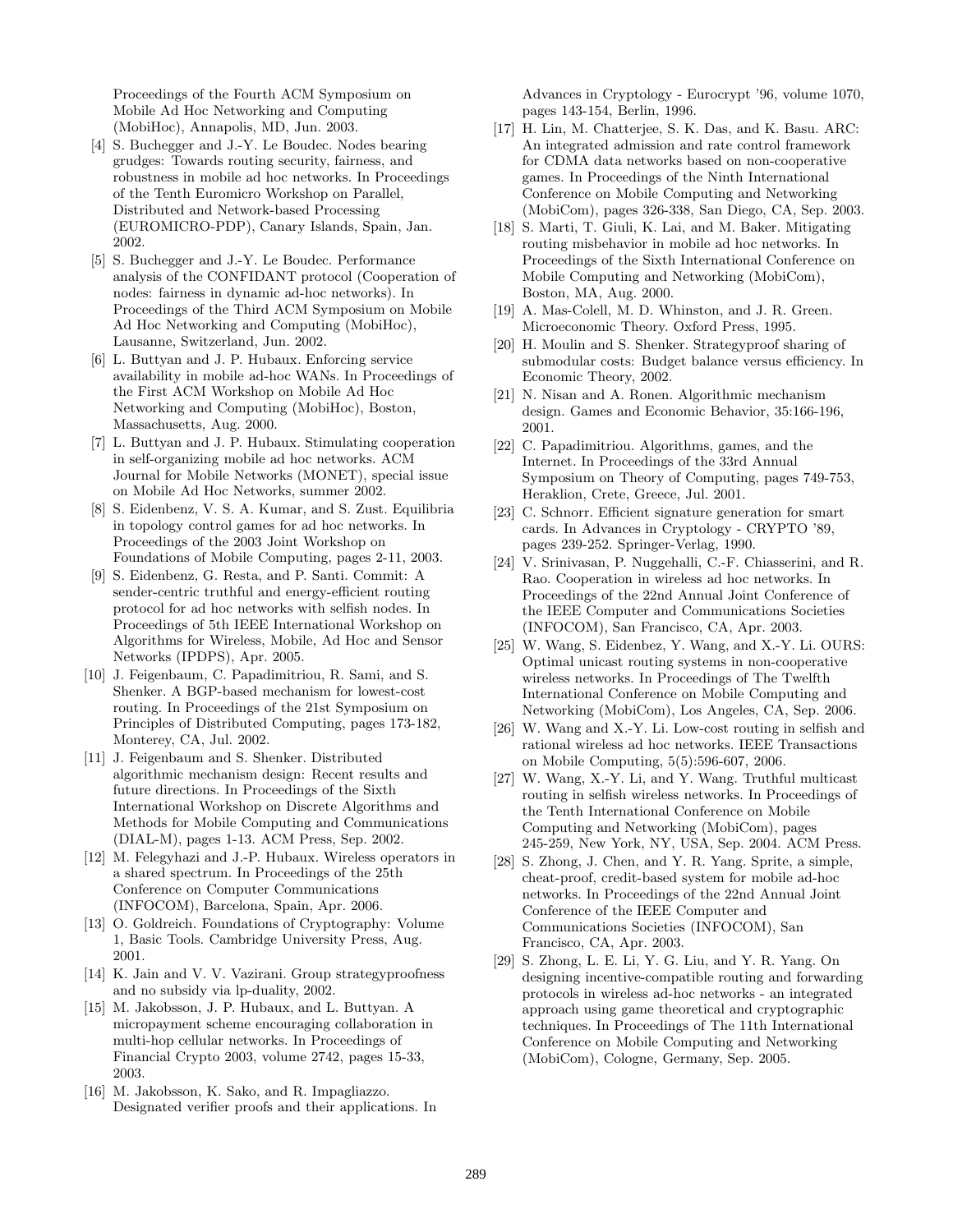Proceedings of the Fourth ACM Symposium on Mobile Ad Hoc Networking and Computing (MobiHoc), Annapolis, MD, Jun. 2003.

[4] S. Buchegger and J.-Y. Le Boudec. Nodes bearing grudges: Towards routing security, fairness, and robustness in mobile ad hoc networks. In Proceedings of the Tenth Euromicro Workshop on Parallel, Distributed and Network-based Processing (EUROMICRO-PDP), Canary Islands, Spain, Jan. 2002.

[5] S. Buchegger and J.-Y. Le Boudec. Performance analysis of the CONFIDANT protocol (Cooperation of nodes: fairness in dynamic ad-hoc networks). In Proceedings of the Third ACM Symposium on Mobile Ad Hoc Networking and Computing (MobiHoc), Lausanne, Switzerland, Jun. 2002.

[6] L. Buttyan and J. P. Hubaux. Enforcing service availability in mobile ad-hoc WANs. In Proceedings of the First ACM Workshop on Mobile Ad Hoc Networking and Computing (MobiHoc), Boston, Massachusetts, Aug. 2000.

[7] L. Buttyan and J. P. Hubaux. Stimulating cooperation in self-organizing mobile ad hoc networks. ACM Journal for Mobile Networks (MONET), special issue on Mobile Ad Hoc Networks, summer 2002.

[8] S. Eidenbenz, V. S. A. Kumar, and S. Zust. Equilibria in topology control games for ad hoc networks. In Proceedings of the 2003 Joint Workshop on Foundations of Mobile Computing, pages 2-11, 2003.

[9] S. Eidenbenz, G. Resta, and P. Santi. Commit: A sender-centric truthful and energy-efficient routing protocol for ad hoc networks with selfish nodes. In Proceedings of 5th IEEE International Workshop on Algorithms for Wireless, Mobile, Ad Hoc and Sensor Networks (IPDPS), Apr. 2005.

[10] J. Feigenbaum, C. Papadimitriou, R. Sami, and S. Shenker. A BGP-based mechanism for lowest-cost routing. In Proceedings of the 21st Symposium on Principles of Distributed Computing, pages 173-182, Monterey, CA, Jul. 2002.

[11] J. Feigenbaum and S. Shenker. Distributed algorithmic mechanism design: Recent results and future directions. In Proceedings of the Sixth International Workshop on Discrete Algorithms and Methods for Mobile Computing and Communications (DIAL-M), pages 1-13. ACM Press, Sep. 2002.

[12] M. Felegyhazi and J.-P. Hubaux. Wireless operators in a shared spectrum. In Proceedings of the 25th Conference on Computer Communications (INFOCOM), Barcelona, Spain, Apr. 2006.

[13] O. Goldreich. Foundations of Cryptography: Volume 1, Basic Tools. Cambridge University Press, Aug. 2001.

[14] K. Jain and V. V. Vazirani. Group strategyproofness and no subsidy via lp-duality, 2002.

[15] M. Jakobsson, J. P. Hubaux, and L. Buttyan. A micropayment scheme encouraging collaboration in multi-hop cellular networks. In Proceedings of Financial Crypto 2003, volume 2742, pages 15-33, 2003.

[16] M. Jakobsson, K. Sako, and R. Impagliazzo. Designated verifier proofs and their applications. In Advances in Cryptology - Eurocrypt '96, volume 1070, pages 143-154, Berlin, 1996.

[17] H. Lin, M. Chatterjee, S. K. Das, and K. Basu. ARC: An integrated admission and rate control framework for CDMA data networks based on non-cooperative games. In Proceedings of the Ninth International Conference on Mobile Computing and Networking (MobiCom), pages 326-338, San Diego, CA, Sep. 2003.

[18] S. Marti, T. Giuli, K. Lai, and M. Baker. Mitigating routing misbehavior in mobile ad hoc networks. In Proceedings of the Sixth International Conference on Mobile Computing and Networking (MobiCom), Boston, MA, Aug. 2000.

[19] A. Mas-Colell, M. D. Whinston, and J. R. Green. Microeconomic Theory. Oxford Press, 1995.

[20] H. Moulin and S. Shenker. Strategyproof sharing of submodular costs: Budget balance versus efficiency. In Economic Theory, 2002.

[21] N. Nisan and A. Ronen. Algorithmic mechanism design. Games and Economic Behavior, 35:166-196, 2001.

[22] C. Papadimitriou. Algorithms, games, and the Internet. In Proceedings of the 33rd Annual Symposium on Theory of Computing, pages 749-753, Heraklion, Crete, Greece, Jul. 2001.

[23] C. Schnorr. Efficient signature generation for smart cards. In Advances in Cryptology - CRYPTO '89, pages 239-252. Springer-Verlag, 1990.

[24] V. Srinivasan, P. Nuggehalli, C.-F. Chiasserini, and R. Rao. Cooperation in wireless ad hoc networks. In Proceedings of the 22nd Annual Joint Conference of the IEEE Computer and Communications Societies (INFOCOM), San Francisco, CA, Apr. 2003.

[25] W. Wang, S. Eidenbez, Y. Wang, and X.-Y. Li. OURS: Optimal unicast routing systems in non-cooperative wireless networks. In Proceedings of The Twelfth International Conference on Mobile Computing and Networking (MobiCom), Los Angeles, CA, Sep. 2006.

[26] W. Wang and X.-Y. Li. Low-cost routing in selfish and rational wireless ad hoc networks. IEEE Transactions on Mobile Computing, 5(5):596-607, 2006.

[27] W. Wang, X.-Y. Li, and Y. Wang. Truthful multicast routing in selfish wireless networks. In Proceedings of the Tenth International Conference on Mobile Computing and Networking (MobiCom), pages 245-259, New York, NY, USA, Sep. 2004. ACM Press.

[28] S. Zhong, J. Chen, and Y. R. Yang. Sprite, a simple, cheat-proof, credit-based system for mobile ad-hoc networks. In Proceedings of the 22nd Annual Joint Conference of the IEEE Computer and Communications Societies (INFOCOM), San Francisco, CA, Apr. 2003.

[29] S. Zhong, L. E. Li, Y. G. Liu, and Y. R. Yang. On designing incentive-compatible routing and forwarding protocols in wireless ad-hoc networks - an integrated approach using game theoretical and cryptographic techniques. In Proceedings of The 11th International Conference on Mobile Computing and Networking (MobiCom), Cologne, Germany, Sep. 2005.